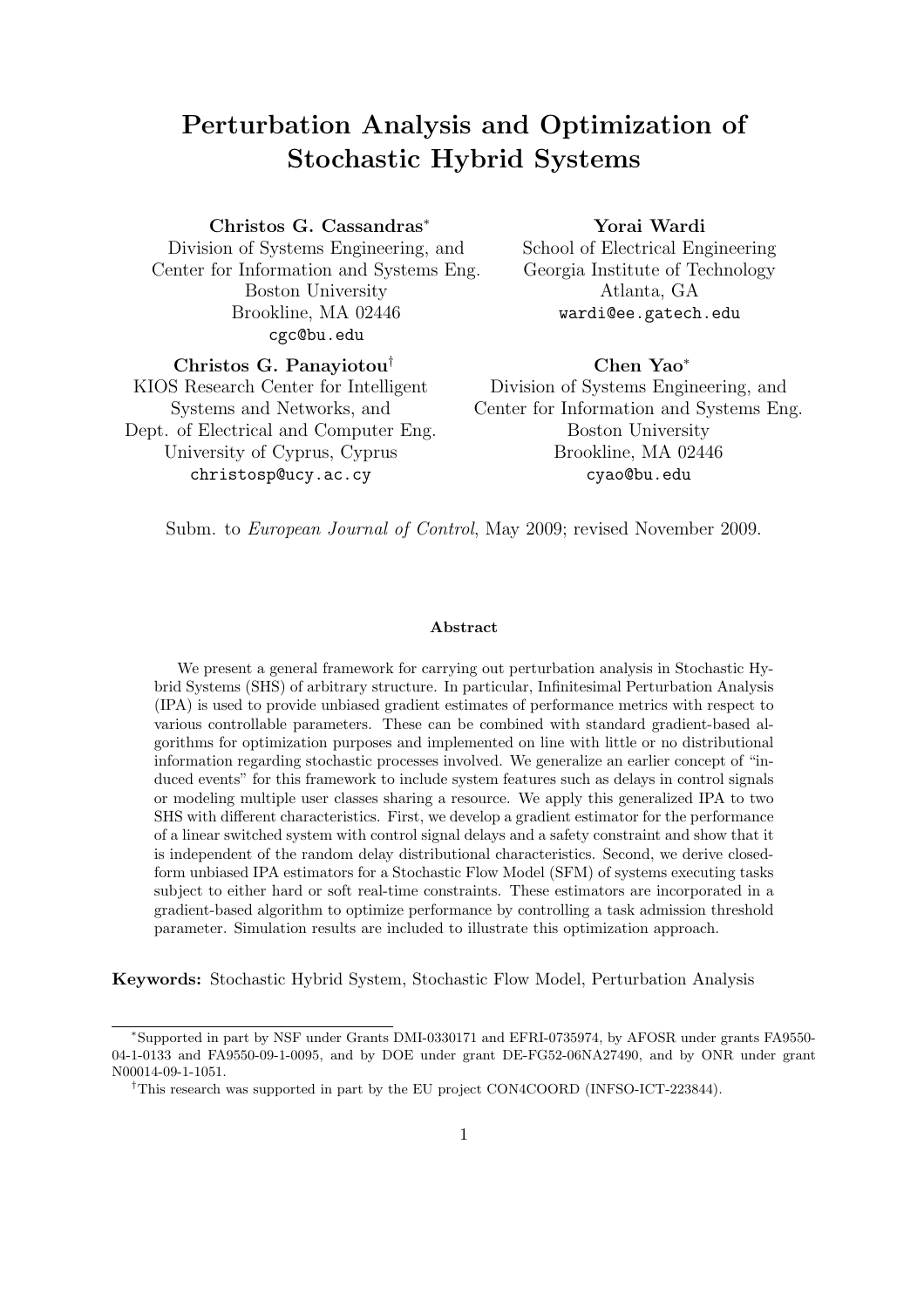# Perturbation Analysis and Optimization of Stochastic Hybrid Systems

**Christos G. Cassandras**[*]
Division of Systems Engineering, and
Center for Information and Systems Eng.
Boston University
Brookline, MA 02446
cgc@bu.edu

**Yorai Wardi**
School of Electrical Engineering
Georgia Institute of Technology
Atlanta, GA
wardi@ee.gatech.edu

**Christos G. Panayiotou**[†]
KIOS Research Center for Intelligent
Systems and Networks, and
Dept. of Electrical and Computer Eng.
University of Cyprus, Cyprus
christosp@ucy.ac.cy

**Chen Yao**[*]
Division of Systems Engineering, and
Center for Information and Systems Eng.
Boston University
Brookline, MA 02446
cyao@bu.edu

Subm. to *European Journal of Control*, May 2009; revised November 2009.

**Abstract**

We present a general framework for carrying out perturbation analysis in Stochastic Hybrid Systems (SHS) of arbitrary structure. In particular, Infinitesimal Perturbation Analysis (IPA) is used to provide unbiased gradient estimates of performance metrics with respect to various controllable parameters. These can be combined with standard gradient-based algorithms for optimization purposes and implemented on line with little or no distributional information regarding stochastic processes involved. We generalize an earlier concept of "induced events" for this framework to include system features such as delays in control signals or modeling multiple user classes sharing a resource. We apply this generalized IPA to two SHS with different characteristics. First, we develop a gradient estimator for the performance of a linear switched system with control signal delays and a safety constraint and show that it is independent of the random delay distributional characteristics. Second, we derive closed-form unbiased IPA estimators for a Stochastic Flow Model (SFM) of systems executing tasks subject to either hard or soft real-time constraints. These estimators are incorporated in a gradient-based algorithm to optimize performance by controlling a task admission threshold parameter. Simulation results are included to illustrate this optimization approach.

**Keywords:** Stochastic Hybrid System, Stochastic Flow Model, Perturbation Analysis

---

[*] Supported in part by NSF under Grants DMI-0330171 and EFRI-0735974, by AFOSR under grants FA9550-04-1-0133 and FA9550-09-1-0095, and by DOE under grant DE-FG52-06NA27490, and by ONR under grant N00014-09-1-1051.

[†] This research was supported in part by the EU project CON4COORD (INFSO-ICT-223844).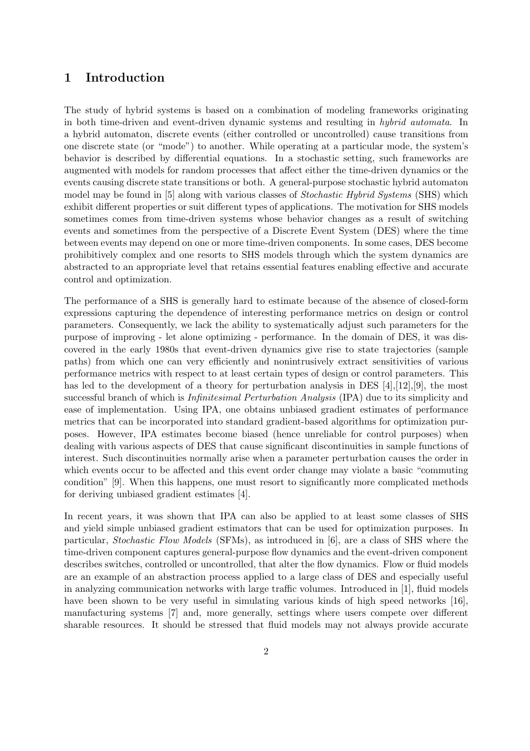# 1 Introduction

The study of hybrid systems is based on a combination of modeling frameworks originating in both time-driven and event-driven dynamic systems and resulting in *hybrid automata*. In a hybrid automaton, discrete events (either controlled or uncontrolled) cause transitions from one discrete state (or "mode") to another. While operating at a particular mode, the system's behavior is described by differential equations. In a stochastic setting, such frameworks are augmented with models for random processes that affect either the time-driven dynamics or the events causing discrete state transitions or both. A general-purpose stochastic hybrid automaton model may be found in [5] along with various classes of *Stochastic Hybrid Systems* (SHS) which exhibit different properties or suit different types of applications. The motivation for SHS models sometimes comes from time-driven systems whose behavior changes as a result of switching events and sometimes from the perspective of a Discrete Event System (DES) where the time between events may depend on one or more time-driven components. In some cases, DES become prohibitively complex and one resorts to SHS models through which the system dynamics are abstracted to an appropriate level that retains essential features enabling effective and accurate control and optimization.

The performance of a SHS is generally hard to estimate because of the absence of closed-form expressions capturing the dependence of interesting performance metrics on design or control parameters. Consequently, we lack the ability to systematically adjust such parameters for the purpose of improving - let alone optimizing - performance. In the domain of DES, it was discovered in the early 1980s that event-driven dynamics give rise to state trajectories (sample paths) from which one can very efficiently and nonintrusively extract sensitivities of various performance metrics with respect to at least certain types of design or control parameters. This has led to the development of a theory for perturbation analysis in DES [4],[12],[9], the most successful branch of which is *Infinitesimal Perturbation Analysis* (IPA) due to its simplicity and ease of implementation. Using IPA, one obtains unbiased gradient estimates of performance metrics that can be incorporated into standard gradient-based algorithms for optimization purposes. However, IPA estimates become biased (hence unreliable for control purposes) when dealing with various aspects of DES that cause significant discontinuities in sample functions of interest. Such discontinuities normally arise when a parameter perturbation causes the order in which events occur to be affected and this event order change may violate a basic "commuting condition" [9]. When this happens, one must resort to significantly more complicated methods for deriving unbiased gradient estimates [4].

In recent years, it was shown that IPA can also be applied to at least some classes of SHS and yield simple unbiased gradient estimators that can be used for optimization purposes. In particular, *Stochastic Flow Models* (SFMs), as introduced in [6], are a class of SHS where the time-driven component captures general-purpose flow dynamics and the event-driven component describes switches, controlled or uncontrolled, that alter the flow dynamics. Flow or fluid models are an example of an abstraction process applied to a large class of DES and especially useful in analyzing communication networks with large traffic volumes. Introduced in [1], fluid models have been shown to be very useful in simulating various kinds of high speed networks [16], manufacturing systems [7] and, more generally, settings where users compete over different sharable resources. It should be stressed that fluid models may not always provide accurate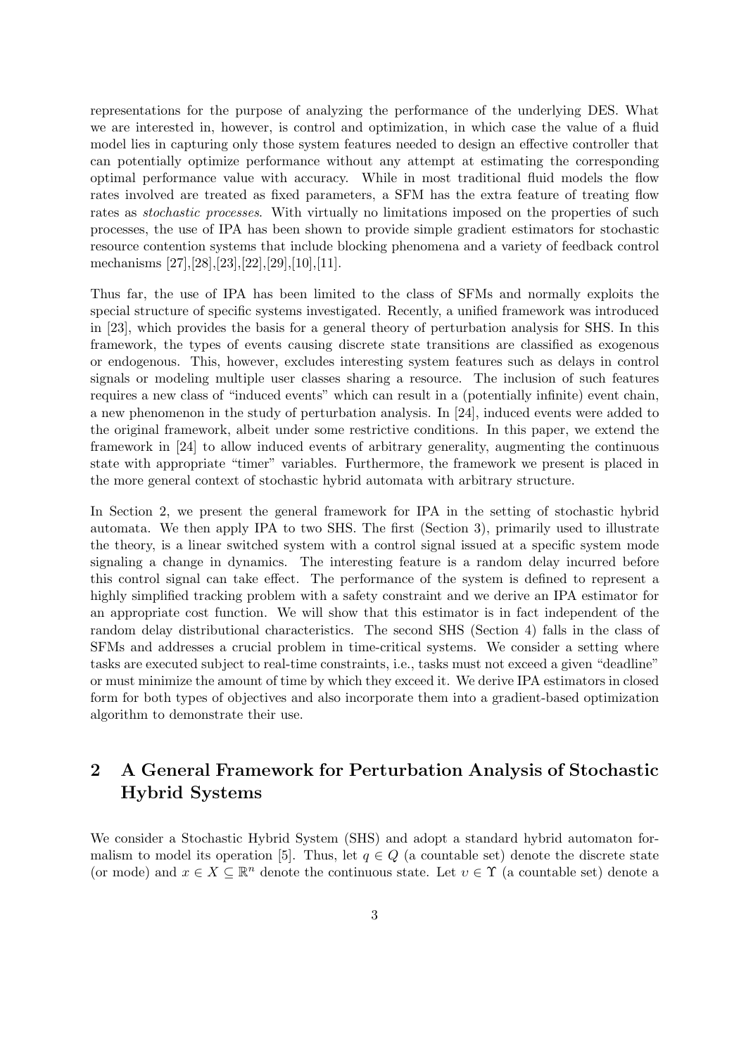representations for the purpose of analyzing the performance of the underlying DES. What we are interested in, however, is control and optimization, in which case the value of a fluid model lies in capturing only those system features needed to design an effective controller that can potentially optimize performance without any attempt at estimating the corresponding optimal performance value with accuracy. While in most traditional fluid models the flow rates involved are treated as fixed parameters, a SFM has the extra feature of treating flow rates as *stochastic processes*. With virtually no limitations imposed on the properties of such processes, the use of IPA has been shown to provide simple gradient estimators for stochastic resource contention systems that include blocking phenomena and a variety of feedback control mechanisms [27],[28],[23],[22],[29],[10],[11].

Thus far, the use of IPA has been limited to the class of SFMs and normally exploits the special structure of specific systems investigated. Recently, a unified framework was introduced in [23], which provides the basis for a general theory of perturbation analysis for SHS. In this framework, the types of events causing discrete state transitions are classified as exogenous or endogenous. This, however, excludes interesting system features such as delays in control signals or modeling multiple user classes sharing a resource. The inclusion of such features requires a new class of "induced events" which can result in a (potentially infinite) event chain, a new phenomenon in the study of perturbation analysis. In [24], induced events were added to the original framework, albeit under some restrictive conditions. In this paper, we extend the framework in [24] to allow induced events of arbitrary generality, augmenting the continuous state with appropriate "timer" variables. Furthermore, the framework we present is placed in the more general context of stochastic hybrid automata with arbitrary structure.

In Section 2, we present the general framework for IPA in the setting of stochastic hybrid automata. We then apply IPA to two SHS. The first (Section 3), primarily used to illustrate the theory, is a linear switched system with a control signal issued at a specific system mode signaling a change in dynamics. The interesting feature is a random delay incurred before this control signal can take effect. The performance of the system is defined to represent a highly simplified tracking problem with a safety constraint and we derive an IPA estimator for an appropriate cost function. We will show that this estimator is in fact independent of the random delay distributional characteristics. The second SHS (Section 4) falls in the class of SFMs and addresses a crucial problem in time-critical systems. We consider a setting where tasks are executed subject to real-time constraints, i.e., tasks must not exceed a given "deadline" or must minimize the amount of time by which they exceed it. We derive IPA estimators in closed form for both types of objectives and also incorporate them into a gradient-based optimization algorithm to demonstrate their use.

## 2 A General Framework for Perturbation Analysis of Stochastic Hybrid Systems

We consider a Stochastic Hybrid System (SHS) and adopt a standard hybrid automaton formalism to model its operation [5]. Thus, let $q \in Q$ (a countable set) denote the discrete state (or mode) and $x \in X \subseteq \mathbb{R}^n$ denote the continuous state. Let $\upsilon \in \Upsilon$ (a countable set) denote a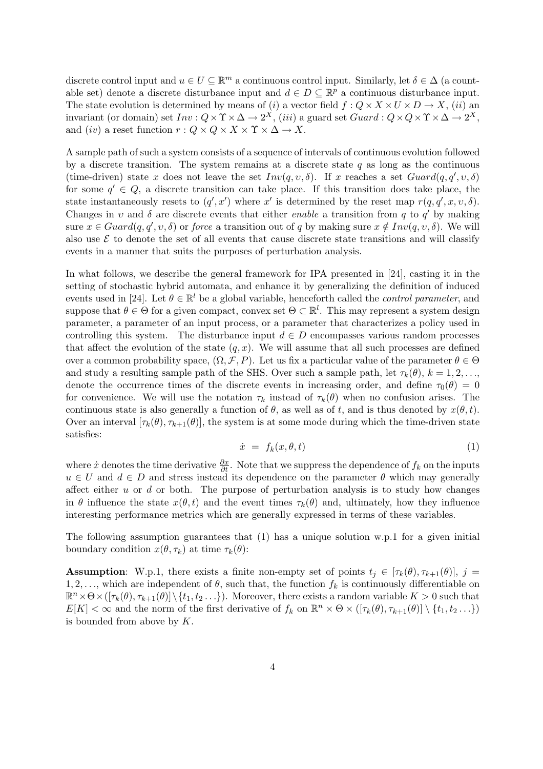discrete control input and $u \in U \subseteq \mathbb{R}^m$ a continuous control input. Similarly, let $\delta \in \Delta$ (a countable set) denote a discrete disturbance input and $d \in D \subseteq \mathbb{R}^p$ a continuous disturbance input. The state evolution is determined by means of $(i)$ a vector field $f : Q \times X \times U \times D \to X$, $(ii)$ an invariant (or domain) set $Inv : Q \times \Upsilon \times \Delta \to 2^X$, $(iii)$ a guard set $Guard : Q \times Q \times \Upsilon \times \Delta \to 2^X$, and $(iv)$ a reset function $r : Q \times Q \times X \times \Upsilon \times \Delta \to X$.

A sample path of such a system consists of a sequence of intervals of continuous evolution followed by a discrete transition. The system remains at a discrete state $q$ as long as the continuous (time-driven) state $x$ does not leave the set $Inv(q, \upsilon, \delta)$. If $x$ reaches a set $Guard(q, q', \upsilon, \delta)$ for some $q' \in Q$, a discrete transition can take place. If this transition does take place, the state instantaneously resets to $(q', x')$ where $x'$ is determined by the reset map $r(q, q', x, \upsilon, \delta)$. Changes in $\upsilon$ and $\delta$ are discrete events that either *enable* a transition from $q$ to $q'$ by making sure $x \in Guard(q, q', \upsilon, \delta)$ or *force* a transition out of $q$ by making sure $x \notin Inv(q, \upsilon, \delta)$. We will also use $\mathcal{E}$ to denote the set of all events that cause discrete state transitions and will classify events in a manner that suits the purposes of perturbation analysis.

In what follows, we describe the general framework for IPA presented in [24], casting it in the setting of stochastic hybrid automata, and enhance it by generalizing the definition of induced events used in [24]. Let $\theta \in \mathbb{R}^l$ be a global variable, henceforth called the *control parameter*, and suppose that $\theta \in \Theta$ for a given compact, convex set $\Theta \subset \mathbb{R}^l$. This may represent a system design parameter, a parameter of an input process, or a parameter that characterizes a policy used in controlling this system. The disturbance input $d \in D$ encompasses various random processes that affect the evolution of the state $(q, x)$. We will assume that all such processes are defined over a common probability space, $(\Omega, \mathcal{F}, P)$. Let us fix a particular value of the parameter $\theta \in \Theta$ and study a resulting sample path of the SHS. Over such a sample path, let $\tau_k(\theta)$, $k = 1, 2, \ldots$, denote the occurrence times of the discrete events in increasing order, and define $\tau_0(\theta) = 0$ for convenience. We will use the notation $\tau_k$ instead of $\tau_k(\theta)$ when no confusion arises. The continuous state is also generally a function of $\theta$, as well as of $t$, and is thus denoted by $x(\theta, t)$. Over an interval $[\tau_k(\theta), \tau_{k+1}(\theta)]$, the system is at some mode during which the time-driven state satisfies:

$$\dot{x} = f_k(x, \theta, t) \tag{1}$$

where $\dot{x}$ denotes the time derivative $\frac{\partial x}{\partial t}$. Note that we suppress the dependence of $f_k$ on the inputs $u \in U$ and $d \in D$ and stress instead its dependence on the parameter $\theta$ which may generally affect either $u$ or $d$ or both. The purpose of perturbation analysis is to study how changes in $\theta$ influence the state $x(\theta, t)$ and the event times $\tau_k(\theta)$ and, ultimately, how they influence interesting performance metrics which are generally expressed in terms of these variables.

The following assumption guarantees that (1) has a unique solution w.p.1 for a given initial boundary condition $x(\theta, \tau_k)$ at time $\tau_k(\theta)$:

**Assumption**: W.p.1, there exists a finite non-empty set of points $t_j \in [\tau_k(\theta), \tau_{k+1}(\theta)]$, $j = 1, 2, \ldots$, which are independent of $\theta$, such that, the function $f_k$ is continuously differentiable on $\mathbb{R}^n \times \Theta \times ([\tau_k(\theta), \tau_{k+1}(\theta)] \setminus \{t_1, t_2 \ldots\})$. Moreover, there exists a random variable $K > 0$ such that $E[K] < \infty$ and the norm of the first derivative of $f_k$ on $\mathbb{R}^n \times \Theta \times ([\tau_k(\theta), \tau_{k+1}(\theta)] \setminus \{t_1, t_2 \ldots\})$ is bounded from above by $K$.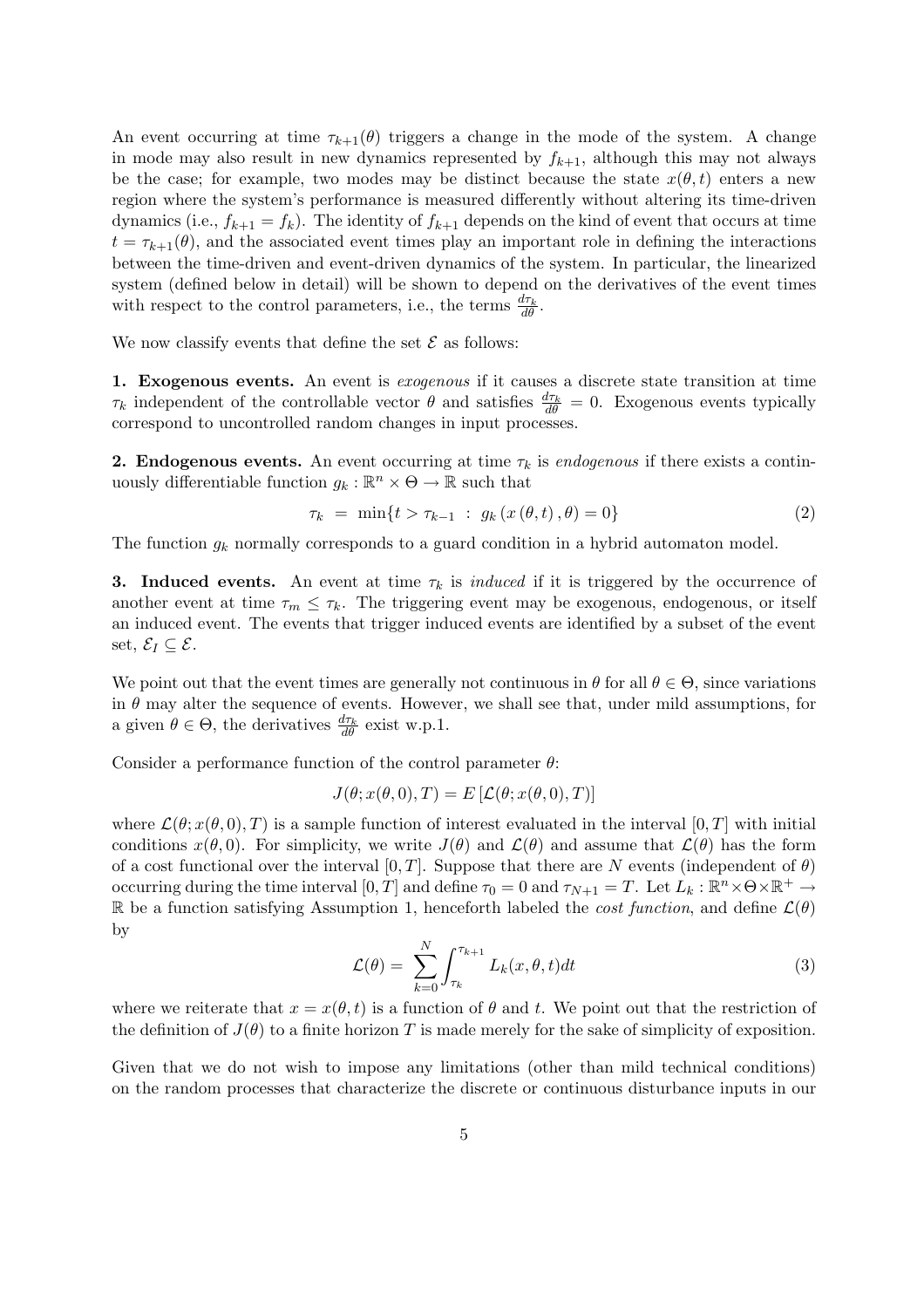An event occurring at time $\tau_{k+1}(\theta)$ triggers a change in the mode of the system. A change in mode may also result in new dynamics represented by $f_{k+1}$, although this may not always be the case; for example, two modes may be distinct because the state $x(\theta, t)$ enters a new region where the system's performance is measured differently without altering its time-driven dynamics (i.e., $f_{k+1} = f_k$). The identity of $f_{k+1}$ depends on the kind of event that occurs at time $t = \tau_{k+1}(\theta)$, and the associated event times play an important role in defining the interactions between the time-driven and event-driven dynamics of the system. In particular, the linearized system (defined below in detail) will be shown to depend on the derivatives of the event times with respect to the control parameters, i.e., the terms $\frac{d\tau_k}{d\theta}$.

We now classify events that define the set $\mathcal{E}$ as follows:

**1. Exogenous events.** An event is *exogenous* if it causes a discrete state transition at time $\tau_k$ independent of the controllable vector $\theta$ and satisfies $\frac{d\tau_k}{d\theta} = 0$. Exogenous events typically correspond to uncontrolled random changes in input processes.

**2. Endogenous events.** An event occurring at time $\tau_k$ is *endogenous* if there exists a continuously differentiable function $g_k : \mathbb{R}^n \times \Theta \to \mathbb{R}$ such that

$$\tau_k \;=\; \min\{t > \tau_{k-1} \;:\; g_k\left(x\left(\theta, t\right), \theta\right) = 0\} \tag{2}$$

The function $g_k$ normally corresponds to a guard condition in a hybrid automaton model.

**3. Induced events.** An event at time $\tau_k$ is *induced* if it is triggered by the occurrence of another event at time $\tau_m \leq \tau_k$. The triggering event may be exogenous, endogenous, or itself an induced event. The events that trigger induced events are identified by a subset of the event set, $\mathcal{E}_I \subseteq \mathcal{E}$.

We point out that the event times are generally not continuous in $\theta$ for all $\theta \in \Theta$, since variations in $\theta$ may alter the sequence of events. However, we shall see that, under mild assumptions, for a given $\theta \in \Theta$, the derivatives $\frac{d\tau_k}{d\theta}$ exist w.p.1.

Consider a performance function of the control parameter $\theta$:

$$J(\theta; x(\theta, 0), T) = E\left[\mathcal{L}(\theta; x(\theta, 0), T)\right]$$

where $\mathcal{L}(\theta; x(\theta, 0), T)$ is a sample function of interest evaluated in the interval $[0, T]$ with initial conditions $x(\theta, 0)$. For simplicity, we write $J(\theta)$ and $\mathcal{L}(\theta)$ and assume that $\mathcal{L}(\theta)$ has the form of a cost functional over the interval $[0, T]$. Suppose that there are $N$ events (independent of $\theta$) occurring during the time interval $[0, T]$ and define $\tau_0 = 0$ and $\tau_{N+1} = T$. Let $L_k : \mathbb{R}^n \times \Theta \times \mathbb{R}^+ \to \mathbb{R}$ be a function satisfying Assumption 1, henceforth labeled the *cost function*, and define $\mathcal{L}(\theta)$ by

$$\mathcal{L}(\theta) = \sum_{k=0}^{N} \int_{\tau_k}^{\tau_{k+1}} L_k(x, \theta, t)dt \tag{3}$$

where we reiterate that $x = x(\theta, t)$ is a function of $\theta$ and $t$. We point out that the restriction of the definition of $J(\theta)$ to a finite horizon $T$ is made merely for the sake of simplicity of exposition.

Given that we do not wish to impose any limitations (other than mild technical conditions) on the random processes that characterize the discrete or continuous disturbance inputs in our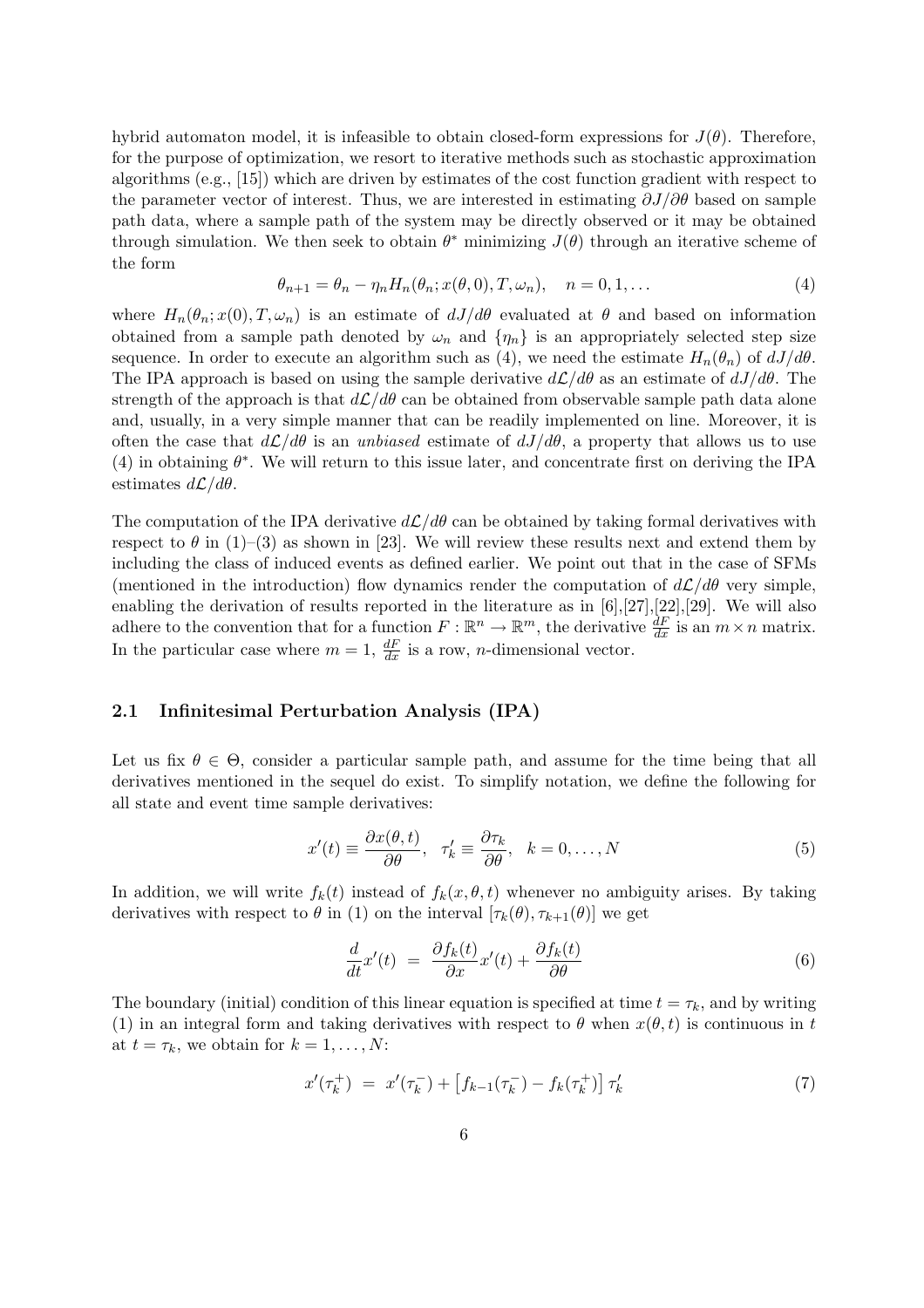hybrid automaton model, it is infeasible to obtain closed-form expressions for $J(\theta)$. Therefore, for the purpose of optimization, we resort to iterative methods such as stochastic approximation algorithms (e.g., [15]) which are driven by estimates of the cost function gradient with respect to the parameter vector of interest. Thus, we are interested in estimating $\partial J/\partial\theta$ based on sample path data, where a sample path of the system may be directly observed or it may be obtained through simulation. We then seek to obtain $\theta^*$ minimizing $J(\theta)$ through an iterative scheme of the form

$$\theta_{n+1} = \theta_n - \eta_n H_n(\theta_n; x(\theta, 0), T, \omega_n), \quad n = 0, 1, \ldots \tag{4}$$

where $H_n(\theta_n; x(0), T, \omega_n)$ is an estimate of $dJ/d\theta$ evaluated at $\theta$ and based on information obtained from a sample path denoted by $\omega_n$ and $\{\eta_n\}$ is an appropriately selected step size sequence. In order to execute an algorithm such as (4), we need the estimate $H_n(\theta_n)$ of $dJ/d\theta$. The IPA approach is based on using the sample derivative $d\mathcal{L}/d\theta$ as an estimate of $dJ/d\theta$. The strength of the approach is that $d\mathcal{L}/d\theta$ can be obtained from observable sample path data alone and, usually, in a very simple manner that can be readily implemented on line. Moreover, it is often the case that $d\mathcal{L}/d\theta$ is an *unbiased* estimate of $dJ/d\theta$, a property that allows us to use (4) in obtaining $\theta^*$. We will return to this issue later, and concentrate first on deriving the IPA estimates $d\mathcal{L}/d\theta$.

The computation of the IPA derivative $d\mathcal{L}/d\theta$ can be obtained by taking formal derivatives with respect to $\theta$ in (1)–(3) as shown in [23]. We will review these results next and extend them by including the class of induced events as defined earlier. We point out that in the case of SFMs (mentioned in the introduction) flow dynamics render the computation of $d\mathcal{L}/d\theta$ very simple, enabling the derivation of results reported in the literature as in [6],[27],[22],[29]. We will also adhere to the convention that for a function $F : \mathbb{R}^n \to \mathbb{R}^m$, the derivative $\frac{dF}{dx}$ is an $m \times n$ matrix. In the particular case where $m = 1$, $\frac{dF}{dx}$ is a row, $n$-dimensional vector.

### 2.1 Infinitesimal Perturbation Analysis (IPA)

Let us fix $\theta \in \Theta$, consider a particular sample path, and assume for the time being that all derivatives mentioned in the sequel do exist. To simplify notation, we define the following for all state and event time sample derivatives:

$$x'(t) \equiv \frac{\partial x(\theta, t)}{\partial \theta}, \quad \tau_k' \equiv \frac{\partial \tau_k}{\partial \theta}, \quad k = 0, \ldots, N \tag{5}$$

In addition, we will write $f_k(t)$ instead of $f_k(x, \theta, t)$ whenever no ambiguity arises. By taking derivatives with respect to $\theta$ in (1) on the interval $[\tau_k(\theta), \tau_{k+1}(\theta)]$ we get

$$\frac{d}{dt}x'(t) \ = \ \frac{\partial f_k(t)}{\partial x}x'(t) + \frac{\partial f_k(t)}{\partial \theta} \tag{6}$$

The boundary (initial) condition of this linear equation is specified at time $t = \tau_k$, and by writing (1) in an integral form and taking derivatives with respect to $\theta$ when $x(\theta, t)$ is continuous in $t$ at $t = \tau_k$, we obtain for $k = 1, \ldots, N$:

$$x'(\tau_k^+) \ = \ x'(\tau_k^-) + \left[f_{k-1}(\tau_k^-) - f_k(\tau_k^+)\right]\tau_k' \tag{7}$$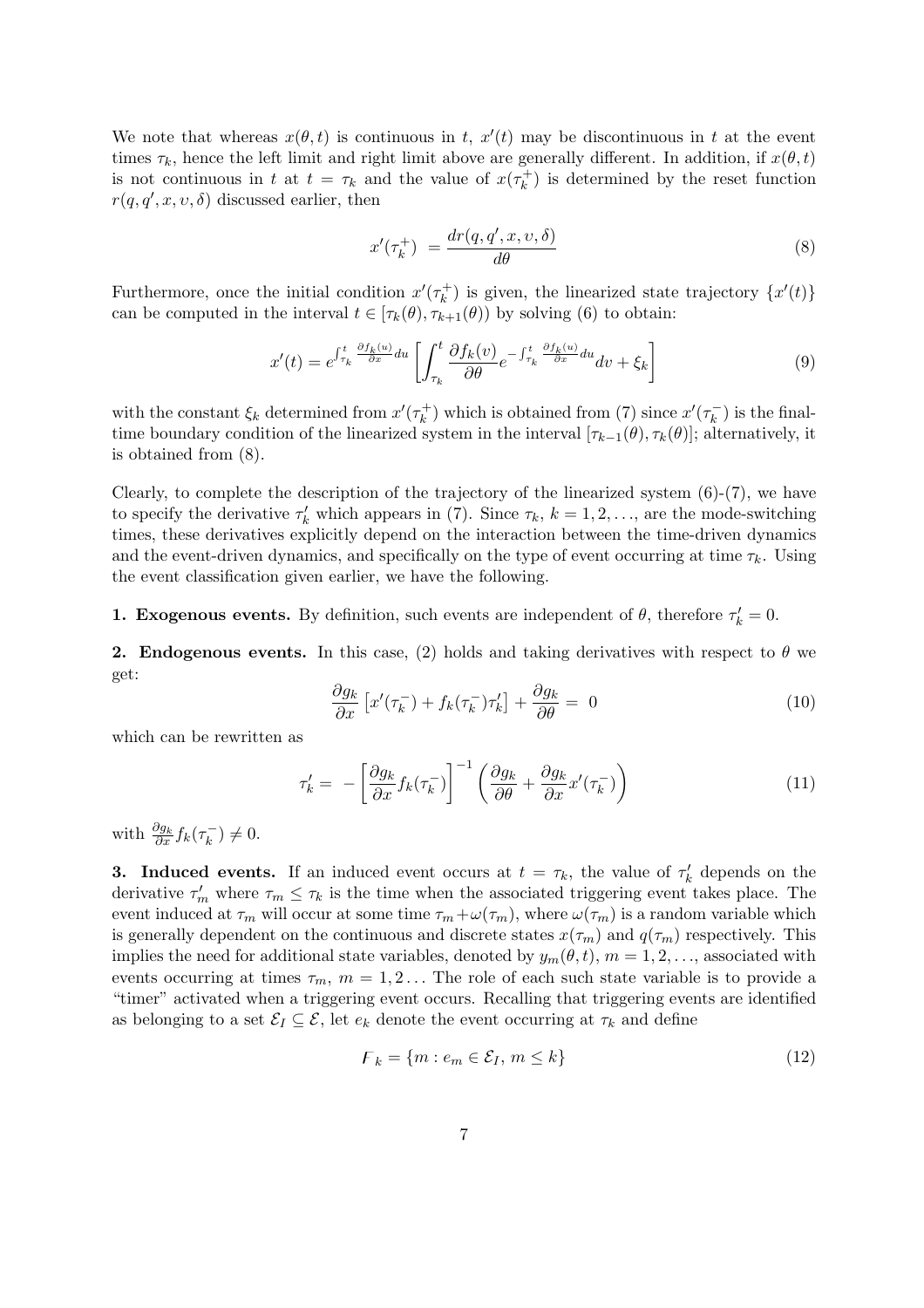We note that whereas $x(\theta,t)$ is continuous in $t$, $x'(t)$ may be discontinuous in $t$ at the event times $\tau_k$, hence the left limit and right limit above are generally different. In addition, if $x(\theta,t)$ is not continuous in $t$ at $t=\tau_k$ and the value of $x(\tau_k^+)$ is determined by the reset function $r(q,q',x,\upsilon,\delta)$ discussed earlier, then

$$x'(\tau_k^+) \;=\frac{dr(q,q',x,\upsilon,\delta)}{d\theta} \tag{8}$$

Furthermore, once the initial condition $x'(\tau_k^+)$ is given, the linearized state trajectory $\{x'(t)\}$ can be computed in the interval $t\in[\tau_k(\theta),\tau_{k+1}(\theta))$ by solving (6) to obtain:

$$x'(t)=e^{\int_{\tau_k}^{t}\frac{\partial f_k(u)}{\partial x}du}\left[\int_{\tau_k}^{t}\frac{\partial f_k(v)}{\partial\theta}e^{-\int_{\tau_k}^{t}\frac{\partial f_k(u)}{\partial x}du}dv+\xi_k\right] \tag{9}$$

with the constant $\xi_k$ determined from $x'(\tau_k^+)$ which is obtained from (7) since $x'(\tau_k^-)$ is the final-time boundary condition of the linearized system in the interval $[\tau_{k-1}(\theta),\tau_k(\theta)]$; alternatively, it is obtained from (8).

Clearly, to complete the description of the trajectory of the linearized system (6)-(7), we have to specify the derivative $\tau_k'$ which appears in (7). Since $\tau_k$, $k=1,2,\ldots$, are the mode-switching times, these derivatives explicitly depend on the interaction between the time-driven dynamics and the event-driven dynamics, and specifically on the type of event occurring at time $\tau_k$. Using the event classification given earlier, we have the following.

**1. Exogenous events.** By definition, such events are independent of $\theta$, therefore $\tau_k'=0$.

**2. Endogenous events.** In this case, (2) holds and taking derivatives with respect to $\theta$ we get:

$$\frac{\partial g_k}{\partial x}\left[x'(\tau_k^-)+f_k(\tau_k^-)\tau_k'\right]+\frac{\partial g_k}{\partial\theta}=\;0 \tag{10}$$

which can be rewritten as

$$\tau_k'=\;-\left[\frac{\partial g_k}{\partial x}f_k(\tau_k^-)\right]^{-1}\left(\frac{\partial g_k}{\partial\theta}+\frac{\partial g_k}{\partial x}x'(\tau_k^-)\right) \tag{11}$$

with $\frac{\partial g_k}{\partial x}f_k(\tau_k^-)\neq 0$.

**3. Induced events.** If an induced event occurs at $t=\tau_k$, the value of $\tau_k'$ depends on the derivative $\tau_m'$ where $\tau_m\leq\tau_k$ is the time when the associated triggering event takes place. The event induced at $\tau_m$ will occur at some time $\tau_m+\omega(\tau_m)$, where $\omega(\tau_m)$ is a random variable which is generally dependent on the continuous and discrete states $x(\tau_m)$ and $q(\tau_m)$ respectively. This implies the need for additional state variables, denoted by $y_m(\theta,t)$, $m=1,2,\ldots$, associated with events occurring at times $\tau_m$, $m=1,2\ldots$ The role of each such state variable is to provide a "timer" activated when a triggering event occurs. Recalling that triggering events are identified as belonging to a set $\mathcal{E}_I\subseteq\mathcal{E}$, let $e_k$ denote the event occurring at $\tau_k$ and define

$$\digamma_k=\{m:e_m\in\mathcal{E}_I,\,m\leq k\} \tag{12}$$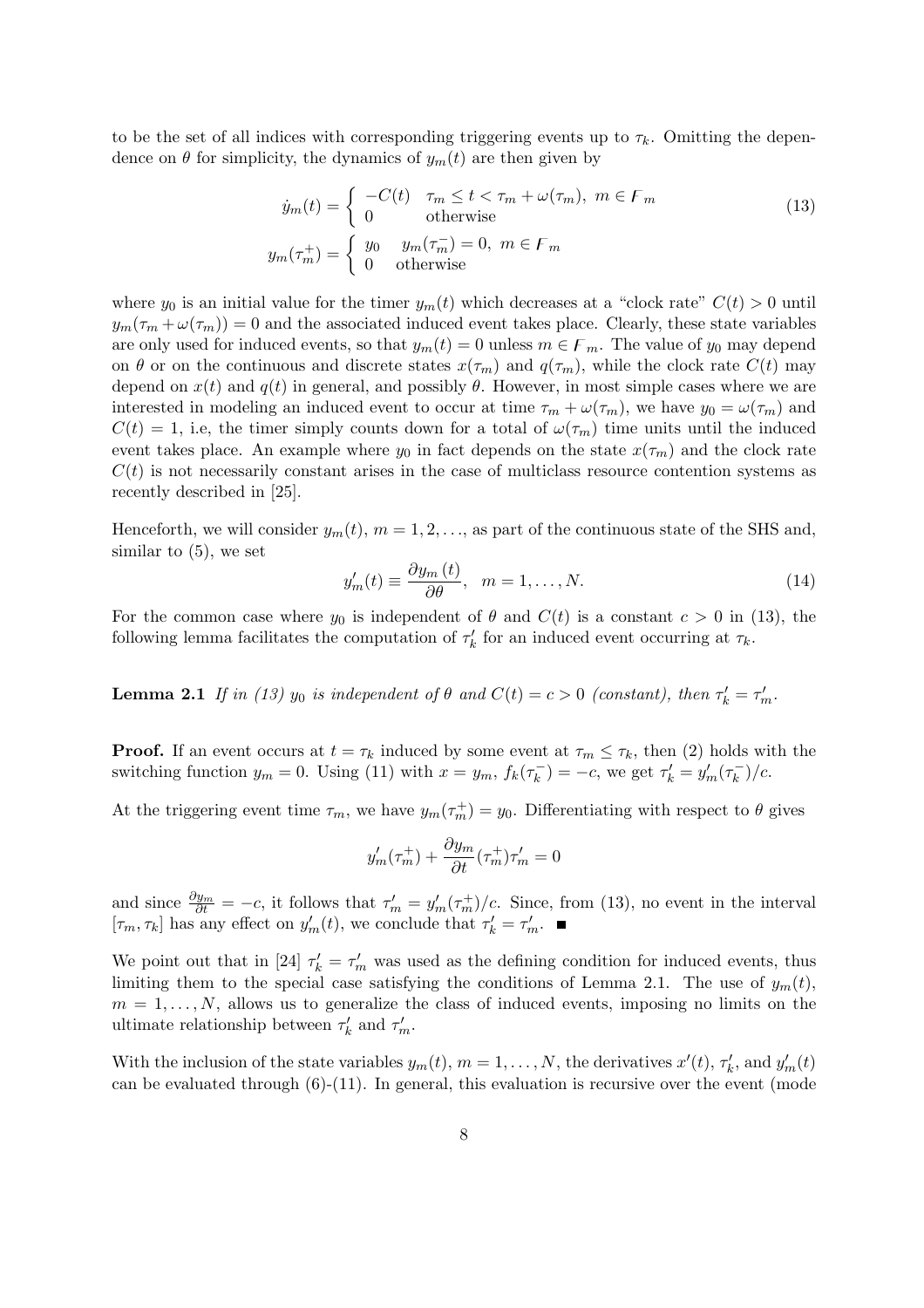to be the set of all indices with corresponding triggering events up to $\tau_k$. Omitting the dependence on $\theta$ for simplicity, the dynamics of $y_m(t)$ are then given by

$$
\dot{y}_m(t) = \begin{cases} -C(t) & \tau_m \le t < \tau_m + \omega(\tau_m),\ m \in \digamma_m \\ 0 & \text{otherwise} \end{cases}
$$
$$
y_m(\tau_m^+) = \begin{cases} y_0 & y_m(\tau_m^-) = 0,\ m \in \digamma_m \\ 0 & \text{otherwise} \end{cases} \tag{13}
$$

where $y_0$ is an initial value for the timer $y_m(t)$ which decreases at a "clock rate" $C(t) > 0$ until $y_m(\tau_m + \omega(\tau_m)) = 0$ and the associated induced event takes place. Clearly, these state variables are only used for induced events, so that $y_m(t) = 0$ unless $m \in \digamma_m$. The value of $y_0$ may depend on $\theta$ or on the continuous and discrete states $x(\tau_m)$ and $q(\tau_m)$, while the clock rate $C(t)$ may depend on $x(t)$ and $q(t)$ in general, and possibly $\theta$. However, in most simple cases where we are interested in modeling an induced event to occur at time $\tau_m + \omega(\tau_m)$, we have $y_0 = \omega(\tau_m)$ and $C(t) = 1$, i.e, the timer simply counts down for a total of $\omega(\tau_m)$ time units until the induced event takes place. An example where $y_0$ in fact depends on the state $x(\tau_m)$ and the clock rate $C(t)$ is not necessarily constant arises in the case of multiclass resource contention systems as recently described in [25].

Henceforth, we will consider $y_m(t)$, $m = 1, 2, \ldots$, as part of the continuous state of the SHS and, similar to (5), we set

$$
y_m'(t) \equiv \frac{\partial y_m(t)}{\partial \theta}, \quad m = 1, \ldots, N. \tag{14}
$$

For the common case where $y_0$ is independent of $\theta$ and $C(t)$ is a constant $c > 0$ in (13), the following lemma facilitates the computation of $\tau_k'$ for an induced event occurring at $\tau_k$.

**Lemma 2.1** *If in (13) $y_0$ is independent of $\theta$ and $C(t) = c > 0$ (constant), then $\tau_k' = \tau_m'$.*

**Proof.** If an event occurs at $t = \tau_k$ induced by some event at $\tau_m \le \tau_k$, then (2) holds with the switching function $y_m = 0$. Using (11) with $x = y_m$, $f_k(\tau_k^-) = -c$, we get $\tau_k' = y_m'(\tau_k^-)/c$.

At the triggering event time $\tau_m$, we have $y_m(\tau_m^+) = y_0$. Differentiating with respect to $\theta$ gives

$$
y_m'(\tau_m^+) + \frac{\partial y_m}{\partial t}(\tau_m^+)\tau_m' = 0
$$

and since $\frac{\partial y_m}{\partial t} = -c$, it follows that $\tau_m' = y_m'(\tau_m^+)/c$. Since, from (13), no event in the interval $[\tau_m, \tau_k]$ has any effect on $y_m'(t)$, we conclude that $\tau_k' = \tau_m'$. ■

We point out that in [24] $\tau_k' = \tau_m'$ was used as the defining condition for induced events, thus limiting them to the special case satisfying the conditions of Lemma 2.1. The use of $y_m(t)$, $m = 1, \ldots, N$, allows us to generalize the class of induced events, imposing no limits on the ultimate relationship between $\tau_k'$ and $\tau_m'$.

With the inclusion of the state variables $y_m(t)$, $m = 1, \ldots, N$, the derivatives $x'(t)$, $\tau_k'$, and $y_m'(t)$ can be evaluated through (6)-(11). In general, this evaluation is recursive over the event (mode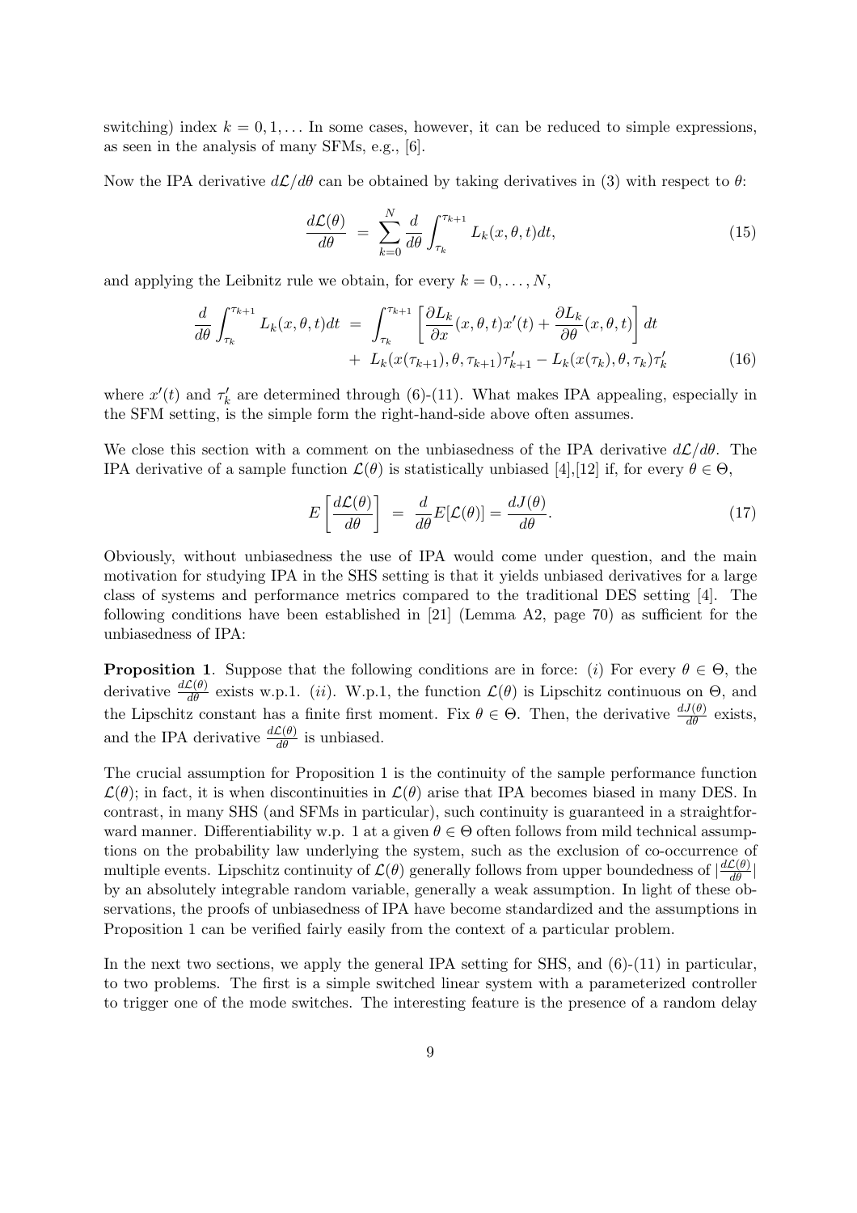switching) index $k = 0, 1, \ldots$ In some cases, however, it can be reduced to simple expressions, as seen in the analysis of many SFMs, e.g., [6].

Now the IPA derivative $d\mathcal{L}/d\theta$ can be obtained by taking derivatives in (3) with respect to $\theta$:

$$\frac{d\mathcal{L}(\theta)}{d\theta} \;=\; \sum_{k=0}^{N} \frac{d}{d\theta} \int_{\tau_k}^{\tau_{k+1}} L_k(x, \theta, t)dt, \tag{15}$$

and applying the Leibnitz rule we obtain, for every $k = 0, \ldots, N$,

$$\begin{aligned} \frac{d}{d\theta} \int_{\tau_k}^{\tau_{k+1}} L_k(x, \theta, t)dt \;&=\; \int_{\tau_k}^{\tau_{k+1}} \left[ \frac{\partial L_k}{\partial x}(x, \theta, t)x'(t) + \frac{\partial L_k}{\partial \theta}(x, \theta, t) \right] dt \\ &\quad+\; L_k(x(\tau_{k+1}), \theta, \tau_{k+1})\tau_{k+1}' - L_k(x(\tau_k), \theta, \tau_k)\tau_k' \end{aligned} \tag{16}$$

where $x'(t)$ and $\tau_k'$ are determined through (6)-(11). What makes IPA appealing, especially in the SFM setting, is the simple form the right-hand-side above often assumes.

We close this section with a comment on the unbiasedness of the IPA derivative $d\mathcal{L}/d\theta$. The IPA derivative of a sample function $\mathcal{L}(\theta)$ is statistically unbiased [4],[12] if, for every $\theta \in \Theta$,

$$E\left[\frac{d\mathcal{L}(\theta)}{d\theta}\right] \;=\; \frac{d}{d\theta}E[\mathcal{L}(\theta)] = \frac{dJ(\theta)}{d\theta}. \tag{17}$$

Obviously, without unbiasedness the use of IPA would come under question, and the main motivation for studying IPA in the SHS setting is that it yields unbiased derivatives for a large class of systems and performance metrics compared to the traditional DES setting [4]. The following conditions have been established in [21] (Lemma A2, page 70) as sufficient for the unbiasedness of IPA:

**Proposition 1**. Suppose that the following conditions are in force: $(i)$ For every $\theta \in \Theta$, the derivative $\frac{d\mathcal{L}(\theta)}{d\theta}$ exists w.p.1. $(ii)$. W.p.1, the function $\mathcal{L}(\theta)$ is Lipschitz continuous on $\Theta$, and the Lipschitz constant has a finite first moment. Fix $\theta \in \Theta$. Then, the derivative $\frac{dJ(\theta)}{d\theta}$ exists, and the IPA derivative $\frac{d\mathcal{L}(\theta)}{d\theta}$ is unbiased.

The crucial assumption for Proposition 1 is the continuity of the sample performance function $\mathcal{L}(\theta)$; in fact, it is when discontinuities in $\mathcal{L}(\theta)$ arise that IPA becomes biased in many DES. In contrast, in many SHS (and SFMs in particular), such continuity is guaranteed in a straightforward manner. Differentiability w.p. 1 at a given $\theta \in \Theta$ often follows from mild technical assumptions on the probability law underlying the system, such as the exclusion of co-occurrence of multiple events. Lipschitz continuity of $\mathcal{L}(\theta)$ generally follows from upper boundedness of $|\frac{d\mathcal{L}(\theta)}{d\theta}|$ by an absolutely integrable random variable, generally a weak assumption. In light of these observations, the proofs of unbiasedness of IPA have become standardized and the assumptions in Proposition 1 can be verified fairly easily from the context of a particular problem.

In the next two sections, we apply the general IPA setting for SHS, and (6)-(11) in particular, to two problems. The first is a simple switched linear system with a parameterized controller to trigger one of the mode switches. The interesting feature is the presence of a random delay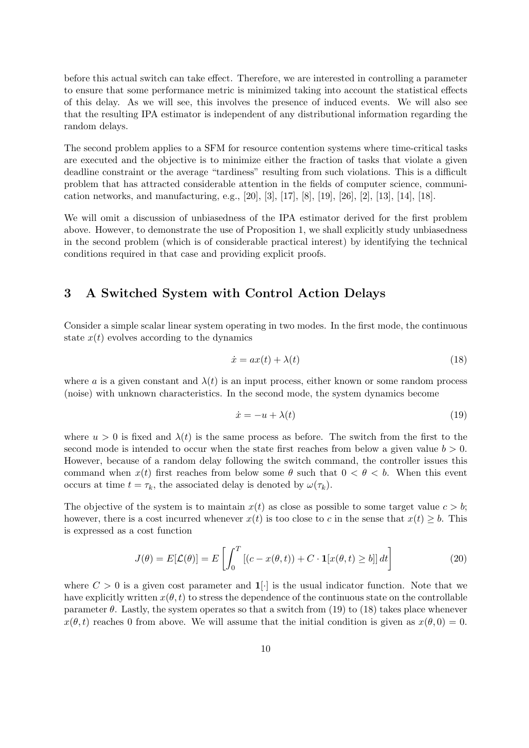before this actual switch can take effect. Therefore, we are interested in controlling a parameter to ensure that some performance metric is minimized taking into account the statistical effects of this delay. As we will see, this involves the presence of induced events. We will also see that the resulting IPA estimator is independent of any distributional information regarding the random delays.

The second problem applies to a SFM for resource contention systems where time-critical tasks are executed and the objective is to minimize either the fraction of tasks that violate a given deadline constraint or the average "tardiness" resulting from such violations. This is a difficult problem that has attracted considerable attention in the fields of computer science, communication networks, and manufacturing, e.g., [20], [3], [17], [8], [19], [26], [2], [13], [14], [18].

We will omit a discussion of unbiasedness of the IPA estimator derived for the first problem above. However, to demonstrate the use of Proposition 1, we shall explicitly study unbiasedness in the second problem (which is of considerable practical interest) by identifying the technical conditions required in that case and providing explicit proofs.

## 3 A Switched System with Control Action Delays

Consider a simple scalar linear system operating in two modes. In the first mode, the continuous state $x(t)$ evolves according to the dynamics

$$\dot{x} = ax(t) + \lambda(t) \tag{18}$$

where $a$ is a given constant and $\lambda(t)$ is an input process, either known or some random process (noise) with unknown characteristics. In the second mode, the system dynamics become

$$\dot{x} = -u + \lambda(t) \tag{19}$$

where $u > 0$ is fixed and $\lambda(t)$ is the same process as before. The switch from the first to the second mode is intended to occur when the state first reaches from below a given value $b > 0$. However, because of a random delay following the switch command, the controller issues this command when $x(t)$ first reaches from below some $\theta$ such that $0 < \theta < b$. When this event occurs at time $t = \tau_k$, the associated delay is denoted by $\omega(\tau_k)$.

The objective of the system is to maintain $x(t)$ as close as possible to some target value $c > b$; however, there is a cost incurred whenever $x(t)$ is too close to $c$ in the sense that $x(t) \geq b$. This is expressed as a cost function

$$J(\theta) = E[\mathcal{L}(\theta)] = E\left[\int_0^T [(c - x(\theta, t)) + C \cdot \mathbf{1}[x(\theta, t) \geq b]]\, dt\right] \tag{20}$$

where $C > 0$ is a given cost parameter and $\mathbf{1}[\cdot]$ is the usual indicator function. Note that we have explicitly written $x(\theta, t)$ to stress the dependence of the continuous state on the controllable parameter $\theta$. Lastly, the system operates so that a switch from (19) to (18) takes place whenever $x(\theta, t)$ reaches 0 from above. We will assume that the initial condition is given as $x(\theta, 0) = 0$.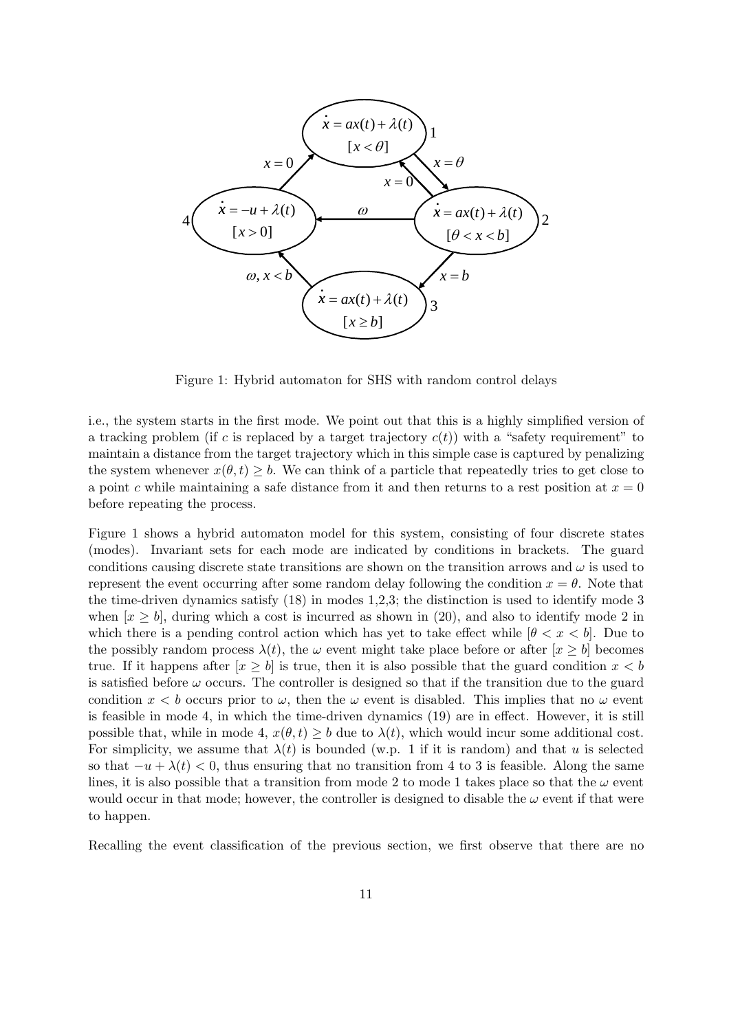Figure 1: Hybrid automaton for SHS with random control delays

i.e., the system starts in the first mode. We point out that this is a highly simplified version of a tracking problem (if $c$ is replaced by a target trajectory $c(t)$) with a "safety requirement" to maintain a distance from the target trajectory which in this simple case is captured by penalizing the system whenever $x(\theta, t) \geq b$. We can think of a particle that repeatedly tries to get close to a point $c$ while maintaining a safe distance from it and then returns to a rest position at $x = 0$ before repeating the process.

Figure 1 shows a hybrid automaton model for this system, consisting of four discrete states (modes). Invariant sets for each mode are indicated by conditions in brackets. The guard conditions causing discrete state transitions are shown on the transition arrows and $\omega$ is used to represent the event occurring after some random delay following the condition $x = \theta$. Note that the time-driven dynamics satisfy (18) in modes 1,2,3; the distinction is used to identify mode 3 when $[x \geq b]$, during which a cost is incurred as shown in (20), and also to identify mode 2 in which there is a pending control action which has yet to take effect while $[\theta < x < b]$. Due to the possibly random process $\lambda(t)$, the $\omega$ event might take place before or after $[x \geq b]$ becomes true. If it happens after $[x \geq b]$ is true, then it is also possible that the guard condition $x < b$ is satisfied before $\omega$ occurs. The controller is designed so that if the transition due to the guard condition $x < b$ occurs prior to $\omega$, then the $\omega$ event is disabled. This implies that no $\omega$ event is feasible in mode 4, in which the time-driven dynamics (19) are in effect. However, it is still possible that, while in mode 4, $x(\theta, t) \geq b$ due to $\lambda(t)$, which would incur some additional cost. For simplicity, we assume that $\lambda(t)$ is bounded (w.p. 1 if it is random) and that $u$ is selected so that $-u + \lambda(t) < 0$, thus ensuring that no transition from 4 to 3 is feasible. Along the same lines, it is also possible that a transition from mode 2 to mode 1 takes place so that the $\omega$ event would occur in that mode; however, the controller is designed to disable the $\omega$ event if that were to happen.

Recalling the event classification of the previous section, we first observe that there are no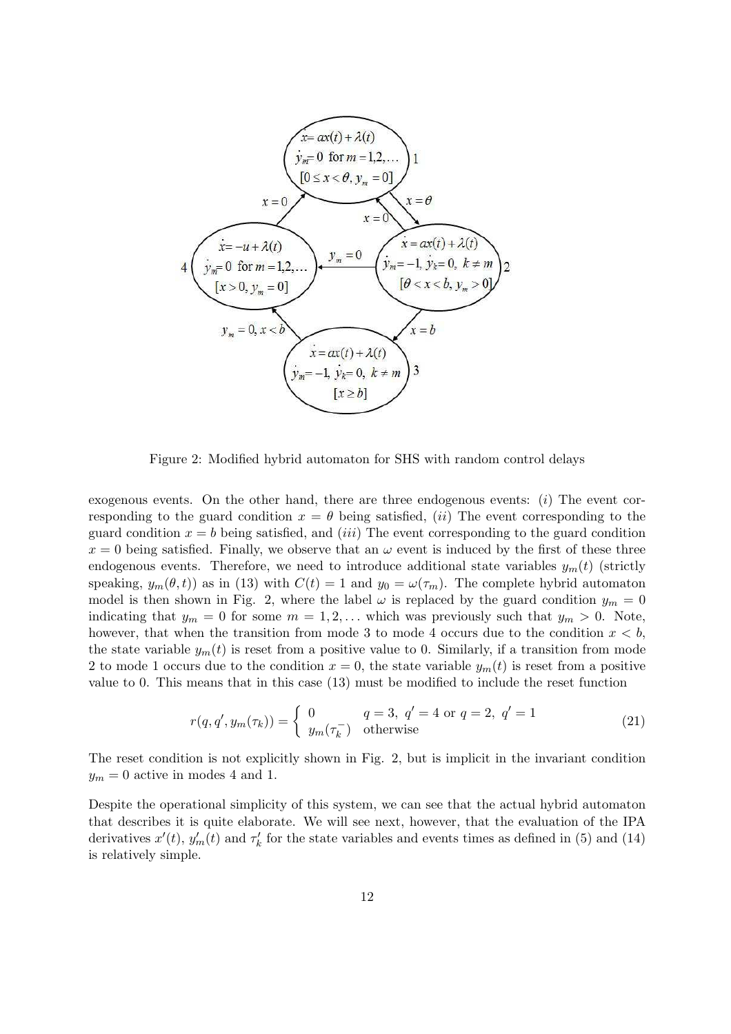Figure 2: Modified hybrid automaton for SHS with random control delays

exogenous events. On the other hand, there are three endogenous events: $(i)$ The event corresponding to the guard condition $x = \theta$ being satisfied, $(ii)$ The event corresponding to the guard condition $x = b$ being satisfied, and $(iii)$ The event corresponding to the guard condition $x = 0$ being satisfied. Finally, we observe that an $\omega$ event is induced by the first of these three endogenous events. Therefore, we need to introduce additional state variables $y_m(t)$ (strictly speaking, $y_m(\theta, t)$) as in (13) with $C(t) = 1$ and $y_0 = \omega(\tau_m)$. The complete hybrid automaton model is then shown in Fig. 2, where the label $\omega$ is replaced by the guard condition $y_m = 0$ indicating that $y_m = 0$ for some $m = 1, 2, \ldots$ which was previously such that $y_m > 0$. Note, however, that when the transition from mode 3 to mode 4 occurs due to the condition $x < b$, the state variable $y_m(t)$ is reset from a positive value to 0. Similarly, if a transition from mode 2 to mode 1 occurs due to the condition $x = 0$, the state variable $y_m(t)$ is reset from a positive value to 0. This means that in this case (13) must be modified to include the reset function

$$r(q, q', y_m(\tau_k)) = \begin{cases} 0 & q = 3,\ q' = 4 \text{ or } q = 2,\ q' = 1 \\ y_m(\tau_k^-) & \text{otherwise} \end{cases} \tag{21}$$

The reset condition is not explicitly shown in Fig. 2, but is implicit in the invariant condition $y_m = 0$ active in modes 4 and 1.

Despite the operational simplicity of this system, we can see that the actual hybrid automaton that describes it is quite elaborate. We will see next, however, that the evaluation of the IPA derivatives $x'(t)$, $y'_m(t)$ and $\tau'_k$ for the state variables and events times as defined in (5) and (14) is relatively simple.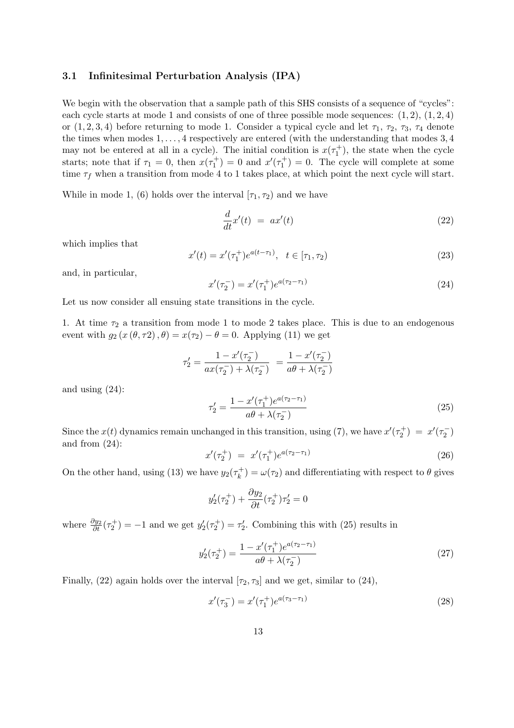### 3.1 Infinitesimal Perturbation Analysis (IPA)

We begin with the observation that a sample path of this SHS consists of a sequence of "cycles": each cycle starts at mode 1 and consists of one of three possible mode sequences: $(1, 2)$, $(1, 2, 4)$ or $(1, 2, 3, 4)$ before returning to mode 1. Consider a typical cycle and let $\tau_1$, $\tau_2$, $\tau_3$, $\tau_4$ denote the times when modes $1, \ldots, 4$ respectively are entered (with the understanding that modes 3, 4 may not be entered at all in a cycle). The initial condition is $x(\tau_1^+)$, the state when the cycle starts; note that if $\tau_1 = 0$, then $x(\tau_1^+) = 0$ and $x'(\tau_1^+) = 0$. The cycle will complete at some time $\tau_f$ when a transition from mode 4 to 1 takes place, at which point the next cycle will start.

While in mode 1, (6) holds over the interval $[\tau_1, \tau_2)$ and we have

$$\frac{d}{dt}x'(t) \ = \ ax'(t) \tag{22}$$

which implies that

$$x'(t) = x'(\tau_1^+)e^{a(t-\tau_1)}, \ \ t \in [\tau_1, \tau_2) \tag{23}$$

and, in particular,

$$x'(\tau_2^-) = x'(\tau_1^+)e^{a(\tau_2-\tau_1)} \tag{24}$$

Let us now consider all ensuing state transitions in the cycle.

1. At time $\tau_2$ a transition from mode 1 to mode 2 takes place. This is due to an endogenous event with $g_2\left(x\left(\theta, \tau 2\right), \theta\right) = x(\tau_2) - \theta = 0$. Applying (11) we get

$$\tau_2' = \frac{1 - x'(\tau_2^-)}{ax(\tau_2^-) + \lambda(\tau_2^-)} \ = \frac{1 - x'(\tau_2^-)}{a\theta + \lambda(\tau_2^-)}$$

and using (24):

$$\tau_2' = \frac{1 - x'(\tau_1^+)e^{a(\tau_2-\tau_1)}}{a\theta + \lambda(\tau_2^-)} \tag{25}$$

Since the $x(t)$ dynamics remain unchanged in this transition, using (7), we have $x'(\tau_2^+) \ = \ x'(\tau_2^-)$ and from (24):

$$x'(\tau_2^+) \ = \ x'(\tau_1^+)e^{a(\tau_2-\tau_1)} \tag{26}$$

On the other hand, using (13) we have $y_2(\tau_k^+) = \omega(\tau_2)$ and differentiating with respect to $\theta$ gives

$$y_2'(\tau_2^+) + \frac{\partial y_2}{\partial t}(\tau_2^+)\tau_2' = 0$$

where $\frac{\partial y_2}{\partial t}(\tau_2^+) = -1$ and we get $y_2'(\tau_2^+) = \tau_2'$. Combining this with (25) results in

$$y_2'(\tau_2^+) = \frac{1 - x'(\tau_1^+)e^{a(\tau_2-\tau_1)}}{a\theta + \lambda(\tau_2^-)} \tag{27}$$

Finally, (22) again holds over the interval $[\tau_2, \tau_3]$ and we get, similar to (24),

$$x'(\tau_3^-) = x'(\tau_1^+)e^{a(\tau_3-\tau_1)} \tag{28}$$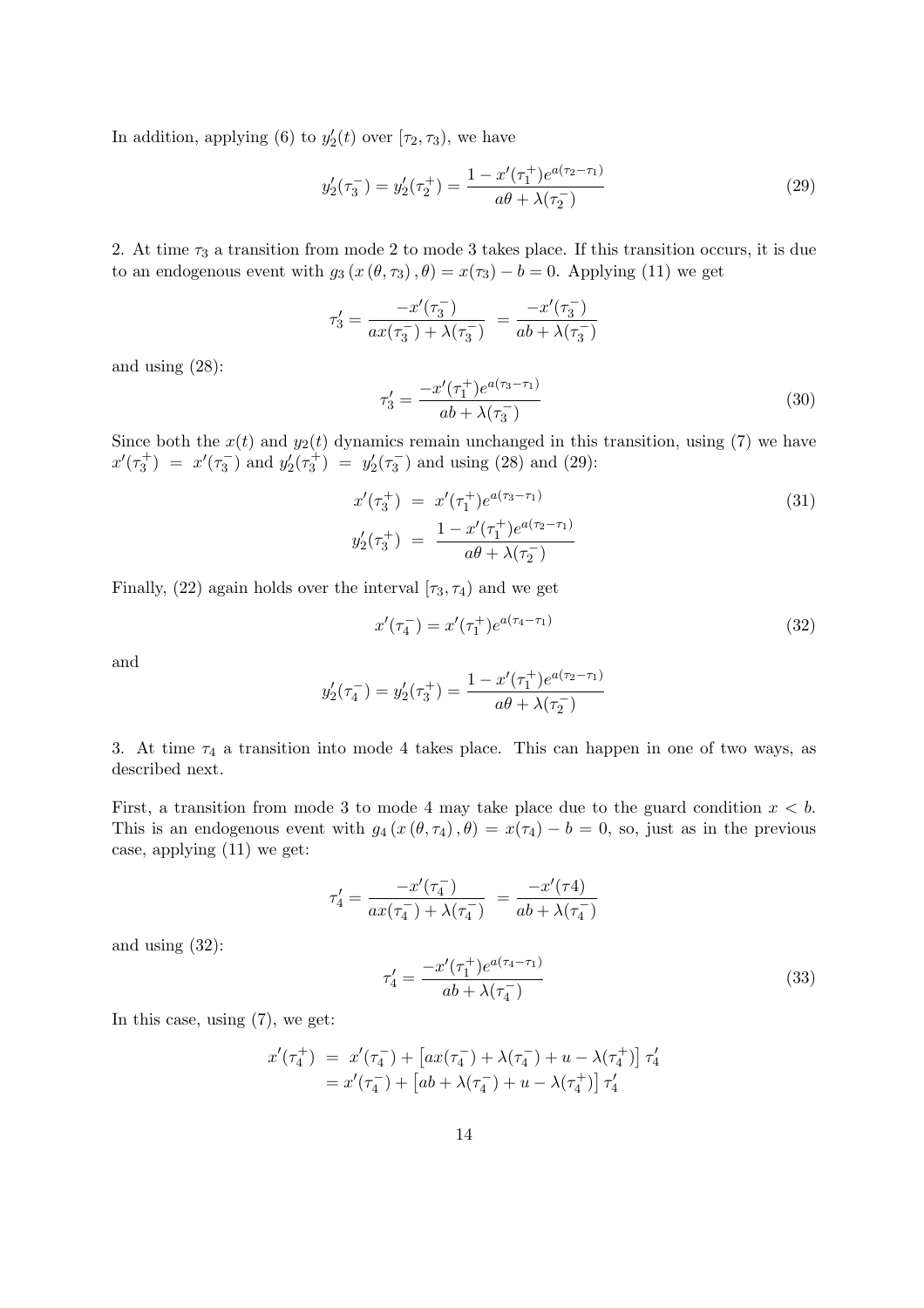In addition, applying (6) to $y_2'(t)$ over $[\tau_2, \tau_3)$, we have

$$y_2'(\tau_3^-) = y_2'(\tau_2^+) = \frac{1 - x'(\tau_1^+)e^{a(\tau_2 - \tau_1)}}{a\theta + \lambda(\tau_2^-)} \tag{29}$$

2. At time $\tau_3$ a transition from mode 2 to mode 3 takes place. If this transition occurs, it is due to an endogenous event with $g_3\left(x\left(\theta, \tau_3\right), \theta\right) = x(\tau_3) - b = 0$. Applying (11) we get

$$\tau_3' = \frac{-x'(\tau_3^-)}{ax(\tau_3^-) + \lambda(\tau_3^-)} \ = \frac{-x'(\tau_3^-)}{ab + \lambda(\tau_3^-)}$$

and using (28):

$$\tau_3' = \frac{-x'(\tau_1^+)e^{a(\tau_3 - \tau_1)}}{ab + \lambda(\tau_3^-)} \tag{30}$$

Since both the $x(t)$ and $y_2(t)$ dynamics remain unchanged in this transition, using (7) we have $x'(\tau_3^+) \ = \ x'(\tau_3^-)$ and $y_2'(\tau_3^+) \ = \ y_2'(\tau_3^-)$ and using (28) and (29):

$$\begin{aligned} x'(\tau_3^+) &= x'(\tau_1^+)e^{a(\tau_3 - \tau_1)} \\ y_2'(\tau_3^+) &= \frac{1 - x'(\tau_1^+)e^{a(\tau_2 - \tau_1)}}{a\theta + \lambda(\tau_2^-)} \end{aligned} \tag{31}$$

Finally, (22) again holds over the interval $[\tau_3, \tau_4)$ and we get

$$x'(\tau_4^-) = x'(\tau_1^+)e^{a(\tau_4 - \tau_1)} \tag{32}$$

and

$$y_2'(\tau_4^-) = y_2'(\tau_3^+) = \frac{1 - x'(\tau_1^+)e^{a(\tau_2 - \tau_1)}}{a\theta + \lambda(\tau_2^-)}$$

3. At time $\tau_4$ a transition into mode 4 takes place. This can happen in one of two ways, as described next.

First, a transition from mode 3 to mode 4 may take place due to the guard condition $x < b$. This is an endogenous event with $g_4\left(x\left(\theta, \tau_4\right), \theta\right) = x(\tau_4) - b = 0$, so, just as in the previous case, applying (11) we get:

$$\tau_4' = \frac{-x'(\tau_4^-)}{ax(\tau_4^-) + \lambda(\tau_4^-)} \ = \frac{-x'(\tau 4)}{ab + \lambda(\tau_4^-)}$$

and using (32):

$$\tau_4' = \frac{-x'(\tau_1^+)e^{a(\tau_4 - \tau_1)}}{ab + \lambda(\tau_4^-)} \tag{33}$$

In this case, using (7), we get:

$$\begin{aligned} x'(\tau_4^+) &= x'(\tau_4^-) + \left[ax(\tau_4^-) + \lambda(\tau_4^-) + u - \lambda(\tau_4^+)\right]\tau_4' \\ &= x'(\tau_4^-) + \left[ab + \lambda(\tau_4^-) + u - \lambda(\tau_4^+)\right]\tau_4' \end{aligned}$$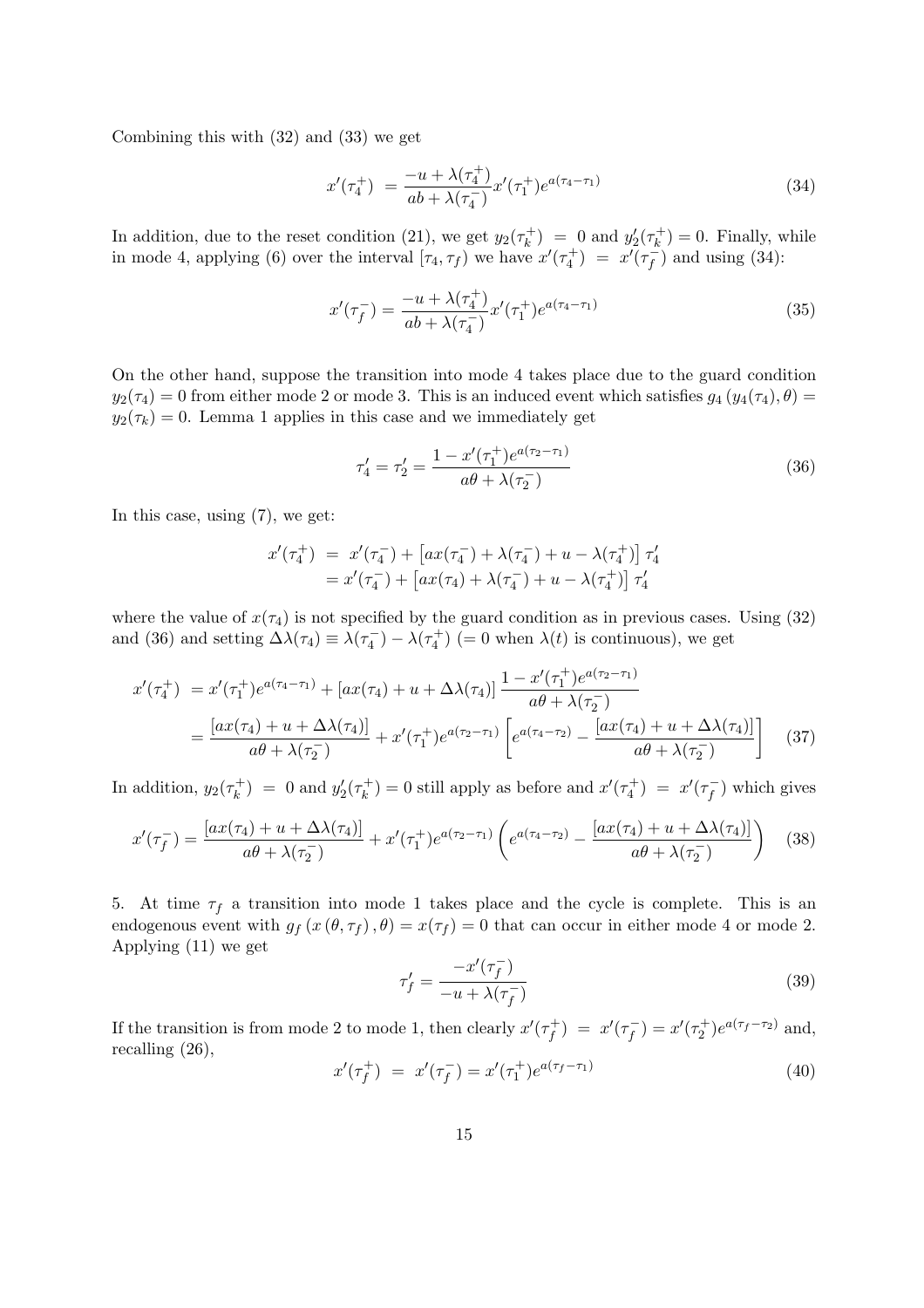Combining this with (32) and (33) we get

$$x'(\tau_4^+) = \frac{-u + \lambda(\tau_4^+)}{ab + \lambda(\tau_4^-)} x'(\tau_1^+) e^{a(\tau_4 - \tau_1)} \tag{34}$$

In addition, due to the reset condition (21), we get $y_2(\tau_k^+) = 0$ and $y_2'(\tau_k^+) = 0$. Finally, while in mode 4, applying (6) over the interval $[\tau_4, \tau_f)$ we have $x'(\tau_4^+) = x'(\tau_f^-)$ and using (34):

$$x'(\tau_f^-) = \frac{-u + \lambda(\tau_4^+)}{ab + \lambda(\tau_4^-)} x'(\tau_1^+) e^{a(\tau_4 - \tau_1)} \tag{35}$$

On the other hand, suppose the transition into mode 4 takes place due to the guard condition $y_2(\tau_4) = 0$ from either mode 2 or mode 3. This is an induced event which satisfies $g_4(y_4(\tau_4), \theta) = y_2(\tau_k) = 0$. Lemma 1 applies in this case and we immediately get

$$\tau_4' = \tau_2' = \frac{1 - x'(\tau_1^+) e^{a(\tau_2 - \tau_1)}}{a\theta + \lambda(\tau_2^-)} \tag{36}$$

In this case, using (7), we get:

$$\begin{aligned} x'(\tau_4^+) &= x'(\tau_4^-) + \left[ax(\tau_4^-) + \lambda(\tau_4^-) + u - \lambda(\tau_4^+)\right] \tau_4' \\ &= x'(\tau_4^-) + \left[ax(\tau_4) + \lambda(\tau_4^-) + u - \lambda(\tau_4^+)\right] \tau_4' \end{aligned}$$

where the value of $x(\tau_4)$ is not specified by the guard condition as in previous cases. Using (32) and (36) and setting $\Delta\lambda(\tau_4) \equiv \lambda(\tau_4^-) - \lambda(\tau_4^+)$ ($= 0$ when $\lambda(t)$ is continuous), we get

$$\begin{aligned} x'(\tau_4^+) &= x'(\tau_1^+) e^{a(\tau_4 - \tau_1)} + [ax(\tau_4) + u + \Delta\lambda(\tau_4)] \frac{1 - x'(\tau_1^+) e^{a(\tau_2 - \tau_1)}}{a\theta + \lambda(\tau_2^-)} \\ &= \frac{[ax(\tau_4) + u + \Delta\lambda(\tau_4)]}{a\theta + \lambda(\tau_2^-)} + x'(\tau_1^+) e^{a(\tau_2 - \tau_1)} \left[e^{a(\tau_4 - \tau_2)} - \frac{[ax(\tau_4) + u + \Delta\lambda(\tau_4)]}{a\theta + \lambda(\tau_2^-)}\right] \end{aligned} \tag{37}$$

In addition, $y_2(\tau_k^+) = 0$ and $y_2'(\tau_k^+) = 0$ still apply as before and $x'(\tau_4^+) = x'(\tau_f^-)$ which gives

$$x'(\tau_f^-) = \frac{[ax(\tau_4) + u + \Delta\lambda(\tau_4)]}{a\theta + \lambda(\tau_2^-)} + x'(\tau_1^+) e^{a(\tau_2 - \tau_1)} \left(e^{a(\tau_4 - \tau_2)} - \frac{[ax(\tau_4) + u + \Delta\lambda(\tau_4)]}{a\theta + \lambda(\tau_2^-)}\right) \tag{38}$$

5. At time $\tau_f$ a transition into mode 1 takes place and the cycle is complete. This is an endogenous event with $g_f(x(\theta, \tau_f), \theta) = x(\tau_f) = 0$ that can occur in either mode 4 or mode 2. Applying (11) we get

$$\tau_f' = \frac{-x'(\tau_f^-)}{-u + \lambda(\tau_f^-)} \tag{39}$$

If the transition is from mode 2 to mode 1, then clearly $x'(\tau_f^+) = x'(\tau_f^-) = x'(\tau_2^+) e^{a(\tau_f - \tau_2)}$ and, recalling (26),

$$x'(\tau_f^+) = x'(\tau_f^-) = x'(\tau_1^+) e^{a(\tau_f - \tau_1)} \tag{40}$$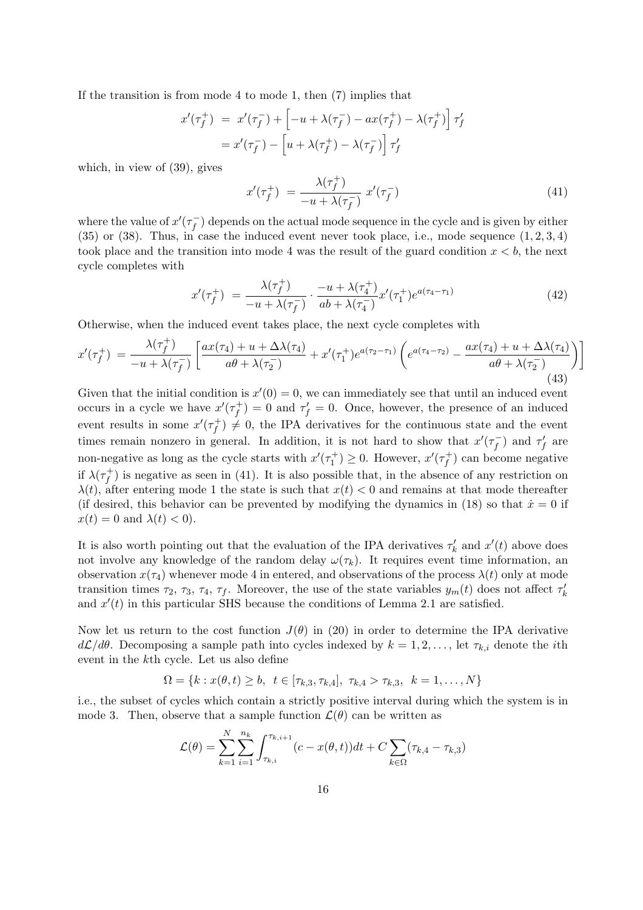If the transition is from mode 4 to mode 1, then (7) implies that

$$
\begin{aligned}
x'(\tau_f^+) &= x'(\tau_f^-) + \left[-u + \lambda(\tau_f^-) - ax(\tau_f^+) - \lambda(\tau_f^+)\right] \tau_f' \\
&= x'(\tau_f^-) - \left[u + \lambda(\tau_f^+) - \lambda(\tau_f^-)\right] \tau_f'
\end{aligned}
$$

which, in view of (39), gives

$$
x'(\tau_f^+) = \frac{\lambda(\tau_f^+)}{-u + \lambda(\tau_f^-)} \, x'(\tau_f^-) \tag{41}
$$

where the value of $x'(\tau_f^-)$ depends on the actual mode sequence in the cycle and is given by either (35) or (38). Thus, in case the induced event never took place, i.e., mode sequence $(1, 2, 3, 4)$ took place and the transition into mode 4 was the result of the guard condition $x < b$, the next cycle completes with

$$
x'(\tau_f^+) = \frac{\lambda(\tau_f^+)}{-u + \lambda(\tau_f^-)} \cdot \frac{-u + \lambda(\tau_4^+)}{ab + \lambda(\tau_4^-)} x'(\tau_1^+) e^{a(\tau_4 - \tau_1)} \tag{42}
$$

Otherwise, when the induced event takes place, the next cycle completes with

$$
x'(\tau_f^+) = \frac{\lambda(\tau_f^+)}{-u + \lambda(\tau_f^-)} \left[ \frac{ax(\tau_4) + u + \Delta\lambda(\tau_4)}{a\theta + \lambda(\tau_2^-)} + x'(\tau_1^+) e^{a(\tau_2 - \tau_1)} \left( e^{a(\tau_4 - \tau_2)} - \frac{ax(\tau_4) + u + \Delta\lambda(\tau_4)}{a\theta + \lambda(\tau_2^-)} \right) \right] \tag{43}
$$

Given that the initial condition is $x'(0) = 0$, we can immediately see that until an induced event occurs in a cycle we have $x'(\tau_f^+) = 0$ and $\tau_f' = 0$. Once, however, the presence of an induced event results in some $x'(\tau_f^+) \neq 0$, the IPA derivatives for the continuous state and the event times remain nonzero in general. In addition, it is not hard to show that $x'(\tau_f^-)$ and $\tau_f'$ are non-negative as long as the cycle starts with $x'(\tau_1^+) \geq 0$. However, $x'(\tau_f^+)$ can become negative if $\lambda(\tau_f^+)$ is negative as seen in (41). It is also possible that, in the absence of any restriction on $\lambda(t)$, after entering mode 1 the state is such that $x(t) < 0$ and remains at that mode thereafter (if desired, this behavior can be prevented by modifying the dynamics in (18) so that $\dot{x} = 0$ if $x(t) = 0$ and $\lambda(t) < 0$).

It is also worth pointing out that the evaluation of the IPA derivatives $\tau_k'$ and $x'(t)$ above does not involve any knowledge of the random delay $\omega(\tau_k)$. It requires event time information, an observation $x(\tau_4)$ whenever mode 4 in entered, and observations of the process $\lambda(t)$ only at mode transition times $\tau_2$, $\tau_3$, $\tau_4$, $\tau_f$. Moreover, the use of the state variables $y_m(t)$ does not affect $\tau_k'$ and $x'(t)$ in this particular SHS because the conditions of Lemma 2.1 are satisfied.

Now let us return to the cost function $J(\theta)$ in (20) in order to determine the IPA derivative $d\mathcal{L}/d\theta$. Decomposing a sample path into cycles indexed by $k = 1, 2, \ldots$, let $\tau_{k,i}$ denote the $i$th event in the $k$th cycle. Let us also define

$$
\Omega = \{k : x(\theta, t) \geq b, \ t \in [\tau_{k,3}, \tau_{k,4}], \ \tau_{k,4} > \tau_{k,3}, \ k = 1, \ldots, N\}
$$

i.e., the subset of cycles which contain a strictly positive interval during which the system is in mode 3. Then, observe that a sample function $\mathcal{L}(\theta)$ can be written as

$$
\mathcal{L}(\theta) = \sum_{k=1}^{N} \sum_{i=1}^{n_k} \int_{\tau_{k,i}}^{\tau_{k,i+1}} (c - x(\theta, t)) dt + C \sum_{k \in \Omega} (\tau_{k,4} - \tau_{k,3})
$$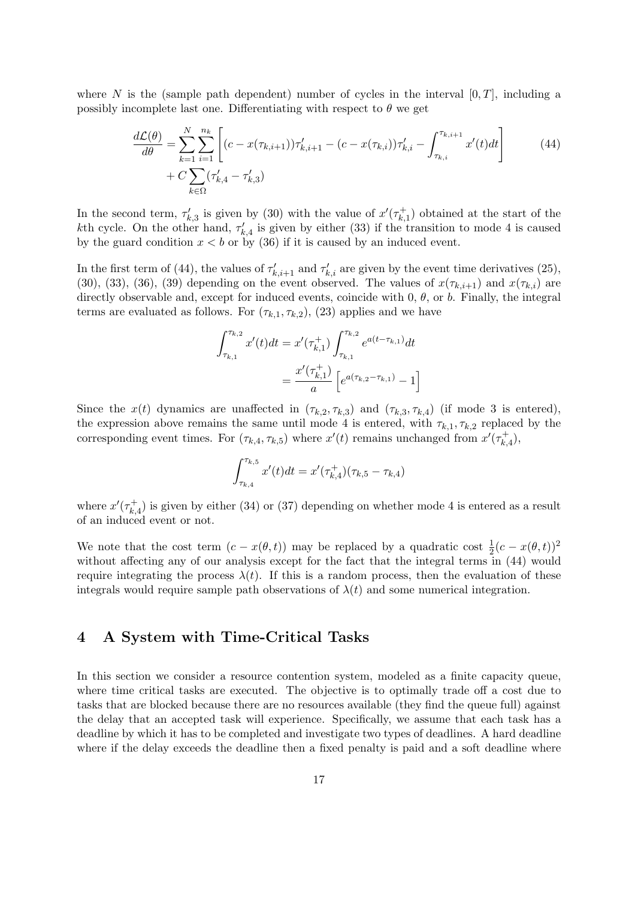where $N$ is the (sample path dependent) number of cycles in the interval $[0, T]$, including a possibly incomplete last one. Differentiating with respect to $\theta$ we get

$$\frac{d\mathcal{L}(\theta)}{d\theta} = \sum_{k=1}^{N} \sum_{i=1}^{n_k} \left[ (c - x(\tau_{k,i+1}))\tau'_{k,i+1} - (c - x(\tau_{k,i}))\tau'_{k,i} - \int_{\tau_{k,i}}^{\tau_{k,i+1}} x'(t)dt \right] + C \sum_{k \in \Omega} (\tau'_{k,4} - \tau'_{k,3}) \tag{44}$$

In the second term, $\tau'_{k,3}$ is given by (30) with the value of $x'(\tau^+_{k,1})$ obtained at the start of the $k$th cycle. On the other hand, $\tau'_{k,4}$ is given by either (33) if the transition to mode 4 is caused by the guard condition $x < b$ or by (36) if it is caused by an induced event.

In the first term of (44), the values of $\tau'_{k,i+1}$ and $\tau'_{k,i}$ are given by the event time derivatives (25), (30), (33), (36), (39) depending on the event observed. The values of $x(\tau_{k,i+1})$ and $x(\tau_{k,i})$ are directly observable and, except for induced events, coincide with 0, $\theta$, or $b$. Finally, the integral terms are evaluated as follows. For $(\tau_{k,1}, \tau_{k,2})$, (23) applies and we have

$$\int_{\tau_{k,1}}^{\tau_{k,2}} x'(t)dt = x'(\tau^+_{k,1}) \int_{\tau_{k,1}}^{\tau_{k,2}} e^{a(t-\tau_{k,1})}dt = \frac{x'(\tau^+_{k,1})}{a} \left[ e^{a(\tau_{k,2}-\tau_{k,1})} - 1 \right]$$

Since the $x(t)$ dynamics are unaffected in $(\tau_{k,2}, \tau_{k,3})$ and $(\tau_{k,3}, \tau_{k,4})$ (if mode 3 is entered), the expression above remains the same until mode 4 is entered, with $\tau_{k,1}, \tau_{k,2}$ replaced by the corresponding event times. For $(\tau_{k,4}, \tau_{k,5})$ where $x'(t)$ remains unchanged from $x'(\tau^+_{k,4})$,

$$\int_{\tau_{k,4}}^{\tau_{k,5}} x'(t)dt = x'(\tau^+_{k,4})(\tau_{k,5} - \tau_{k,4})$$

where $x'(\tau^+_{k,4})$ is given by either (34) or (37) depending on whether mode 4 is entered as a result of an induced event or not.

We note that the cost term $(c - x(\theta, t))$ may be replaced by a quadratic cost $\frac{1}{2}(c - x(\theta, t))^2$ without affecting any of our analysis except for the fact that the integral terms in (44) would require integrating the process $\lambda(t)$. If this is a random process, then the evaluation of these integrals would require sample path observations of $\lambda(t)$ and some numerical integration.

## 4 A System with Time-Critical Tasks

In this section we consider a resource contention system, modeled as a finite capacity queue, where time critical tasks are executed. The objective is to optimally trade off a cost due to tasks that are blocked because there are no resources available (they find the queue full) against the delay that an accepted task will experience. Specifically, we assume that each task has a deadline by which it has to be completed and investigate two types of deadlines. A hard deadline where if the delay exceeds the deadline then a fixed penalty is paid and a soft deadline where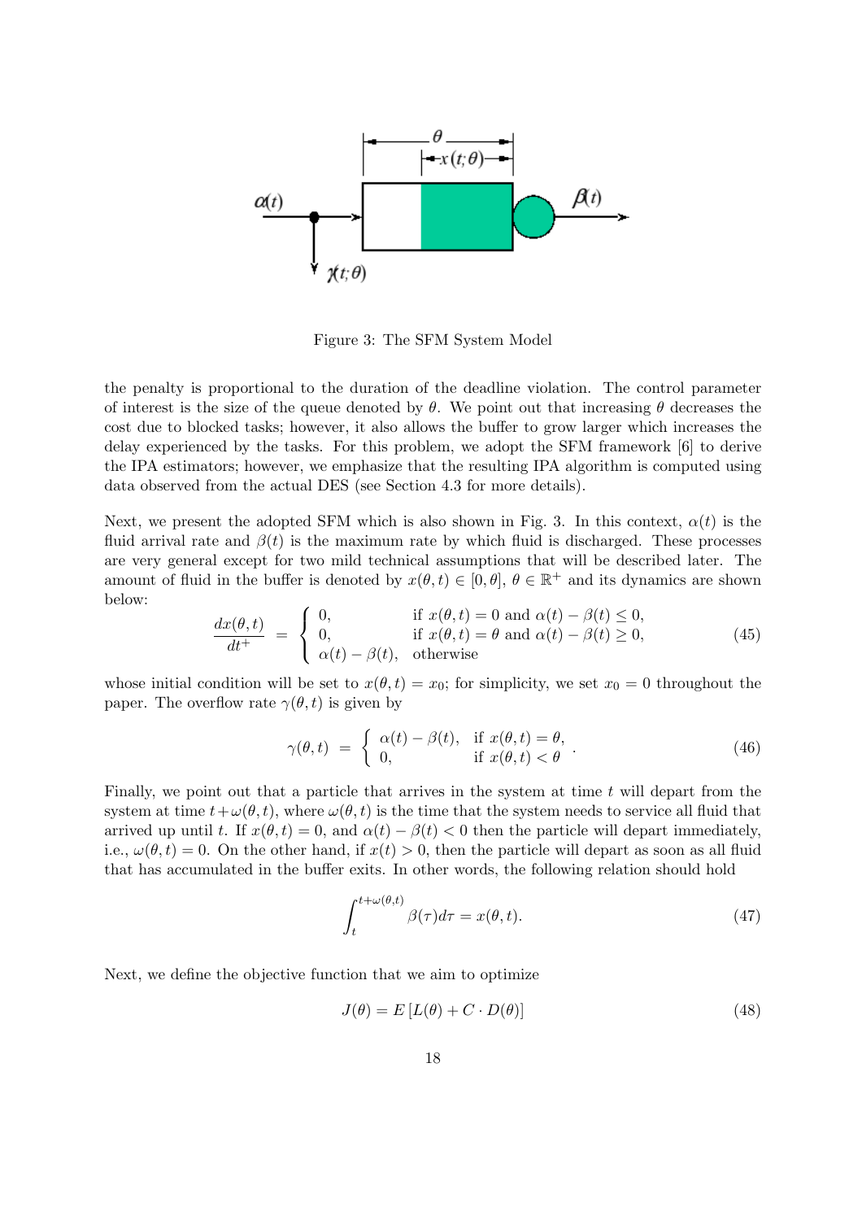Figure 3: The SFM System Model

the penalty is proportional to the duration of the deadline violation. The control parameter of interest is the size of the queue denoted by $\theta$. We point out that increasing $\theta$ decreases the cost due to blocked tasks; however, it also allows the buffer to grow larger which increases the delay experienced by the tasks. For this problem, we adopt the SFM framework [6] to derive the IPA estimators; however, we emphasize that the resulting IPA algorithm is computed using data observed from the actual DES (see Section 4.3 for more details).

Next, we present the adopted SFM which is also shown in Fig. 3. In this context, $\alpha(t)$ is the fluid arrival rate and $\beta(t)$ is the maximum rate by which fluid is discharged. These processes are very general except for two mild technical assumptions that will be described later. The amount of fluid in the buffer is denoted by $x(\theta, t) \in [0, \theta]$, $\theta \in \mathbb{R}^+$ and its dynamics are shown below:

$$\frac{dx(\theta,t)}{dt^+} = \begin{cases} 0, & \text{if } x(\theta,t) = 0 \text{ and } \alpha(t) - \beta(t) \leq 0, \\ 0, & \text{if } x(\theta,t) = \theta \text{ and } \alpha(t) - \beta(t) \geq 0, \\ \alpha(t) - \beta(t), & \text{otherwise} \end{cases} \tag{45}$$

whose initial condition will be set to $x(\theta, t) = x_0$; for simplicity, we set $x_0 = 0$ throughout the paper. The overflow rate $\gamma(\theta, t)$ is given by

$$\gamma(\theta,t) = \begin{cases} \alpha(t) - \beta(t), & \text{if } x(\theta,t) = \theta, \\ 0, & \text{if } x(\theta,t) < \theta \end{cases}. \tag{46}$$

Finally, we point out that a particle that arrives in the system at time $t$ will depart from the system at time $t+\omega(\theta, t)$, where $\omega(\theta, t)$ is the time that the system needs to service all fluid that arrived up until $t$. If $x(\theta, t) = 0$, and $\alpha(t) - \beta(t) < 0$ then the particle will depart immediately, i.e., $\omega(\theta, t) = 0$. On the other hand, if $x(t) > 0$, then the particle will depart as soon as all fluid that has accumulated in the buffer exits. In other words, the following relation should hold

$$\int_t^{t+\omega(\theta,t)} \beta(\tau) d\tau = x(\theta, t). \tag{47}$$

Next, we define the objective function that we aim to optimize

$$J(\theta) = E\left[L(\theta) + C \cdot D(\theta)\right] \tag{48}$$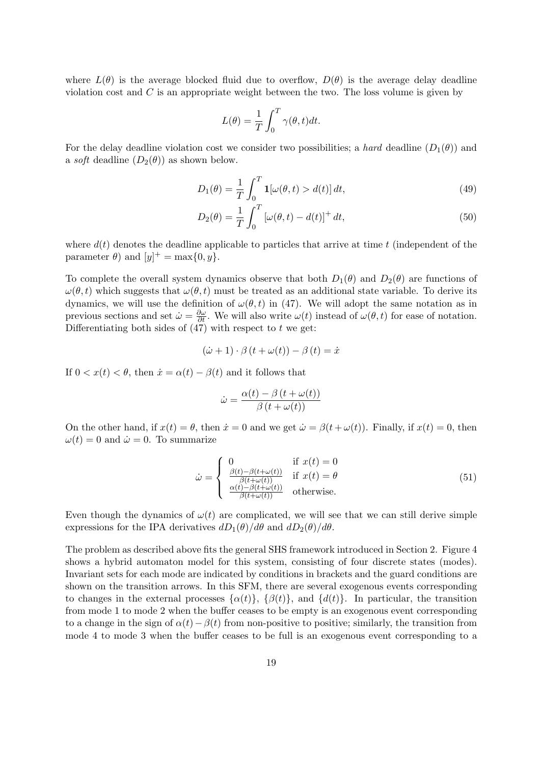where $L(\theta)$ is the average blocked fluid due to overflow, $D(\theta)$ is the average delay deadline violation cost and $C$ is an appropriate weight between the two. The loss volume is given by

$$L(\theta) = \frac{1}{T}\int_0^T \gamma(\theta, t)dt.$$

For the delay deadline violation cost we consider two possibilities; a *hard* deadline ($D_1(\theta)$) and a *soft* deadline ($D_2(\theta)$) as shown below.

$$D_1(\theta) = \frac{1}{T}\int_0^T \mathbf{1}[\omega(\theta, t) > d(t)]\, dt, \tag{49}$$

$$D_2(\theta) = \frac{1}{T}\int_0^T [\omega(\theta, t) - d(t)]^+\, dt, \tag{50}$$

where $d(t)$ denotes the deadline applicable to particles that arrive at time $t$ (independent of the parameter $\theta$) and $[y]^+ = \max\{0, y\}$.

To complete the overall system dynamics observe that both $D_1(\theta)$ and $D_2(\theta)$ are functions of $\omega(\theta, t)$ which suggests that $\omega(\theta, t)$ must be treated as an additional state variable. To derive its dynamics, we will use the definition of $\omega(\theta, t)$ in (47). We will adopt the same notation as in previous sections and set $\dot{\omega} = \frac{\partial \omega}{\partial t}$. We will also write $\omega(t)$ instead of $\omega(\theta, t)$ for ease of notation. Differentiating both sides of (47) with respect to $t$ we get:

$$(\dot{\omega} + 1) \cdot \beta\left(t + \omega(t)\right) - \beta\left(t\right) = \dot{x}$$

If $0 < x(t) < \theta$, then $\dot{x} = \alpha(t) - \beta(t)$ and it follows that

$$\dot{\omega} = \frac{\alpha(t) - \beta\left(t + \omega(t)\right)}{\beta\left(t + \omega(t)\right)}$$

On the other hand, if $x(t) = \theta$, then $\dot{x} = 0$ and we get $\dot{\omega} = \beta(t + \omega(t))$. Finally, if $x(t) = 0$, then $\omega(t) = 0$ and $\dot{\omega} = 0$. To summarize

$$\dot{\omega} = \begin{cases} 0 & \text{if } x(t) = 0 \\ \frac{\beta(t) - \beta(t+\omega(t))}{\beta(t+\omega(t))} & \text{if } x(t) = \theta \\ \frac{\alpha(t) - \beta(t+\omega(t))}{\beta(t+\omega(t))} & \text{otherwise.} \end{cases} \tag{51}$$

Even though the dynamics of $\omega(t)$ are complicated, we will see that we can still derive simple expressions for the IPA derivatives $dD_1(\theta)/d\theta$ and $dD_2(\theta)/d\theta$.

The problem as described above fits the general SHS framework introduced in Section 2. Figure 4 shows a hybrid automaton model for this system, consisting of four discrete states (modes). Invariant sets for each mode are indicated by conditions in brackets and the guard conditions are shown on the transition arrows. In this SFM, there are several exogenous events corresponding to changes in the external processes $\{\alpha(t)\}$, $\{\beta(t)\}$, and $\{d(t)\}$. In particular, the transition from mode 1 to mode 2 when the buffer ceases to be empty is an exogenous event corresponding to a change in the sign of $\alpha(t) - \beta(t)$ from non-positive to positive; similarly, the transition from mode 4 to mode 3 when the buffer ceases to be full is an exogenous event corresponding to a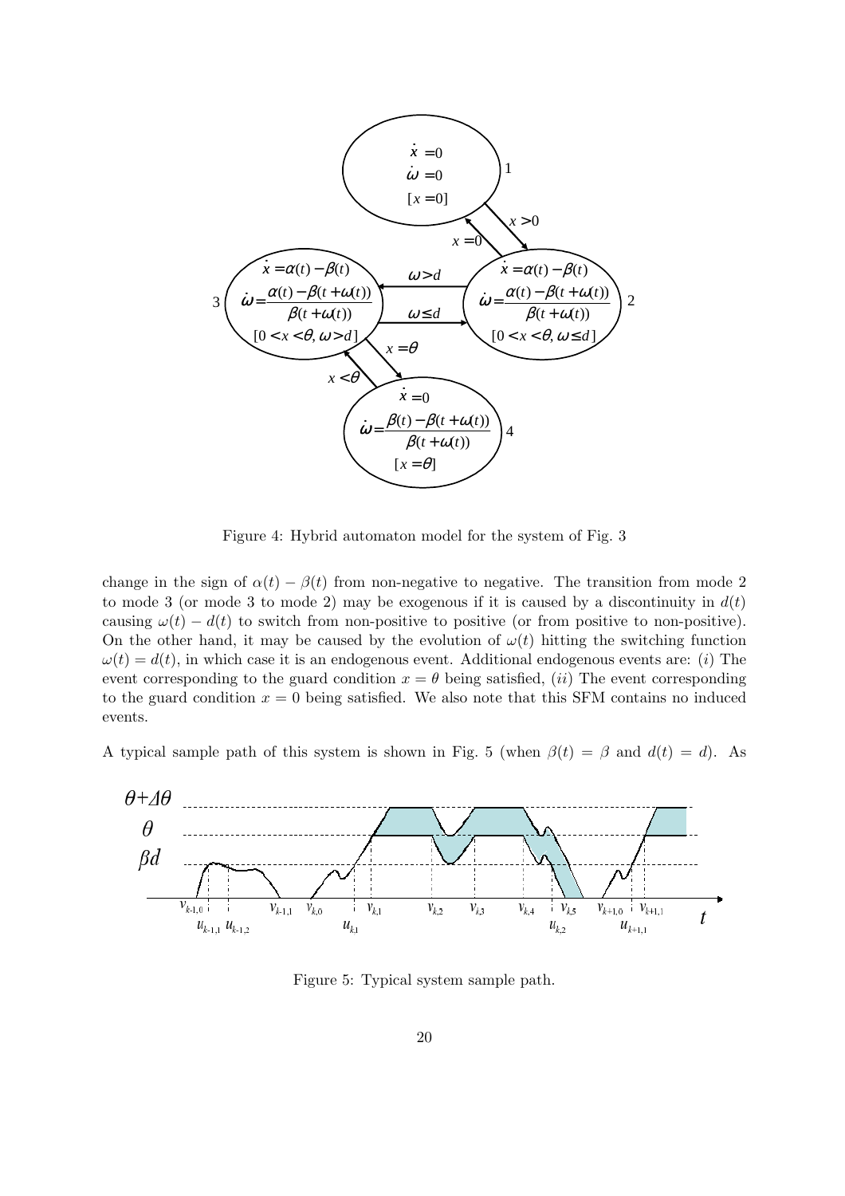Figure 4: Hybrid automaton model for the system of Fig. 3

change in the sign of $\alpha(t) - \beta(t)$ from non-negative to negative. The transition from mode 2 to mode 3 (or mode 3 to mode 2) may be exogenous if it is caused by a discontinuity in $d(t)$ causing $\omega(t) - d(t)$ to switch from non-positive to positive (or from positive to non-positive). On the other hand, it may be caused by the evolution of $\omega(t)$ hitting the switching function $\omega(t) = d(t)$, in which case it is an endogenous event. Additional endogenous events are: $(i)$ The event corresponding to the guard condition $x = \theta$ being satisfied, $(ii)$ The event corresponding to the guard condition $x = 0$ being satisfied. We also note that this SFM contains no induced events.

A typical sample path of this system is shown in Fig. 5 (when $\beta(t) = \beta$ and $d(t) = d$). As

Figure 5: Typical system sample path.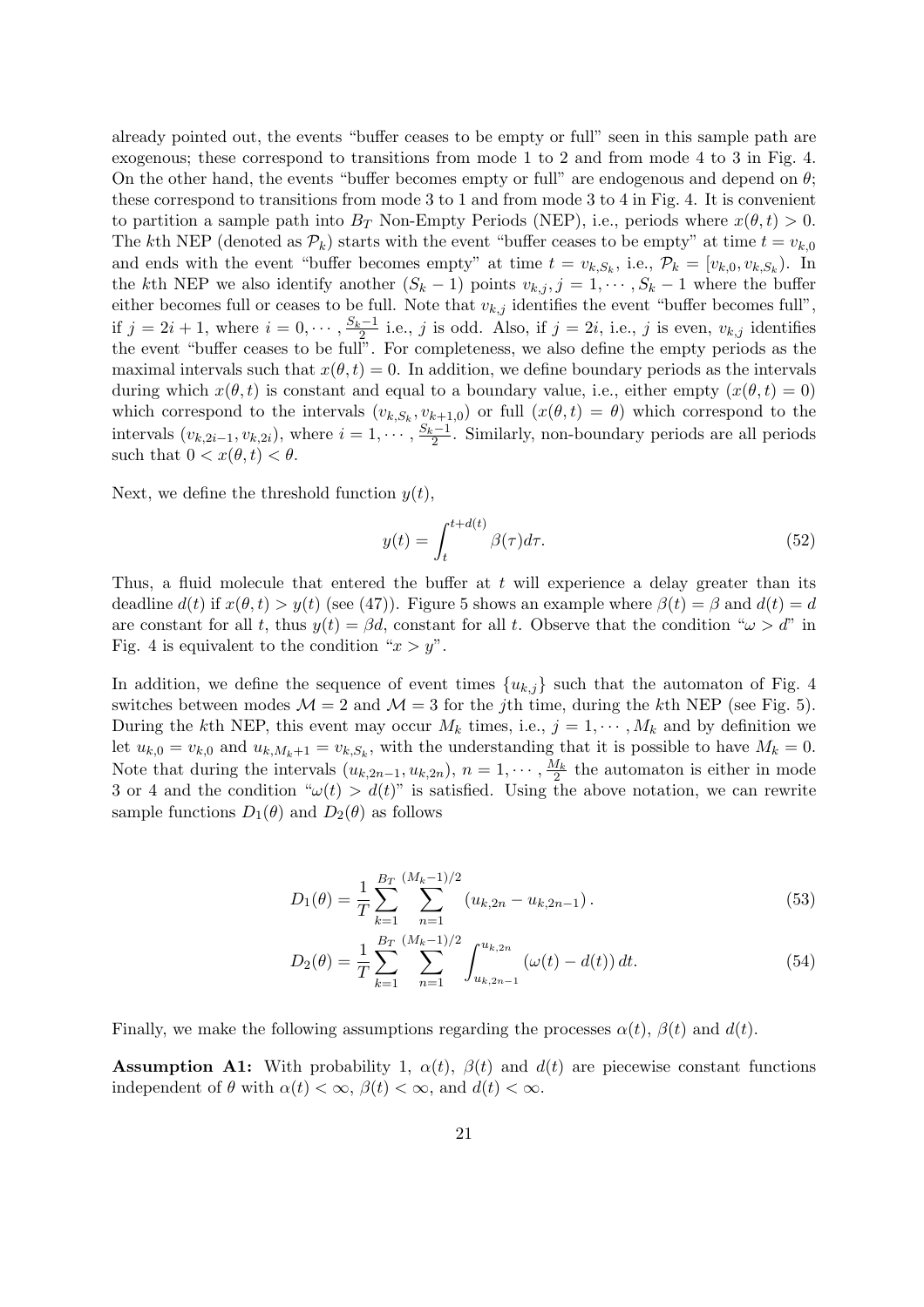already pointed out, the events "buffer ceases to be empty or full" seen in this sample path are exogenous; these correspond to transitions from mode 1 to 2 and from mode 4 to 3 in Fig. 4. On the other hand, the events "buffer becomes empty or full" are endogenous and depend on $\theta$; these correspond to transitions from mode 3 to 1 and from mode 3 to 4 in Fig. 4. It is convenient to partition a sample path into $B_T$ Non-Empty Periods (NEP), i.e., periods where $x(\theta, t) > 0$. The $k$th NEP (denoted as $\mathcal{P}_k$) starts with the event "buffer ceases to be empty" at time $t = v_{k,0}$ and ends with the event "buffer becomes empty" at time $t = v_{k,S_k}$, i.e., $\mathcal{P}_k = [v_{k,0}, v_{k,S_k})$. In the $k$th NEP we also identify another $(S_k - 1)$ points $v_{k,j}, j = 1, \cdots, S_k - 1$ where the buffer either becomes full or ceases to be full. Note that $v_{k,j}$ identifies the event "buffer becomes full", if $j = 2i + 1$, where $i = 0, \cdots, \frac{S_k - 1}{2}$ i.e., $j$ is odd. Also, if $j = 2i$, i.e., $j$ is even, $v_{k,j}$ identifies the event "buffer ceases to be full". For completeness, we also define the empty periods as the maximal intervals such that $x(\theta, t) = 0$. In addition, we define boundary periods as the intervals during which $x(\theta, t)$ is constant and equal to a boundary value, i.e., either empty ($x(\theta, t) = 0$) which correspond to the intervals $(v_{k,S_k}, v_{k+1,0})$ or full ($x(\theta, t) = \theta$) which correspond to the intervals $(v_{k,2i-1}, v_{k,2i})$, where $i = 1, \cdots, \frac{S_k - 1}{2}$. Similarly, non-boundary periods are all periods such that $0 < x(\theta, t) < \theta$.

Next, we define the threshold function $y(t)$,

$$y(t) = \int_t^{t+d(t)} \beta(\tau) d\tau. \tag{52}$$

Thus, a fluid molecule that entered the buffer at $t$ will experience a delay greater than its deadline $d(t)$ if $x(\theta, t) > y(t)$ (see (47)). Figure 5 shows an example where $\beta(t) = \beta$ and $d(t) = d$ are constant for all $t$, thus $y(t) = \beta d$, constant for all $t$. Observe that the condition "$\omega > d$" in Fig. 4 is equivalent to the condition "$x > y$".

In addition, we define the sequence of event times $\{u_{k,j}\}$ such that the automaton of Fig. 4 switches between modes $\mathcal{M} = 2$ and $\mathcal{M} = 3$ for the $j$th time, during the $k$th NEP (see Fig. 5). During the $k$th NEP, this event may occur $M_k$ times, i.e., $j = 1, \cdots, M_k$ and by definition we let $u_{k,0} = v_{k,0}$ and $u_{k,M_k+1} = v_{k,S_k}$, with the understanding that it is possible to have $M_k = 0$. Note that during the intervals $(u_{k,2n-1}, u_{k,2n})$, $n = 1, \cdots, \frac{M_k}{2}$ the automaton is either in mode 3 or 4 and the condition "$\omega(t) > d(t)$" is satisfied. Using the above notation, we can rewrite sample functions $D_1(\theta)$ and $D_2(\theta)$ as follows

$$D_1(\theta) = \frac{1}{T} \sum_{k=1}^{B_T} \sum_{n=1}^{(M_k-1)/2} (u_{k,2n} - u_{k,2n-1}). \tag{53}$$

$$D_2(\theta) = \frac{1}{T} \sum_{k=1}^{B_T} \sum_{n=1}^{(M_k-1)/2} \int_{u_{k,2n-1}}^{u_{k,2n}} (\omega(t) - d(t)) \, dt. \tag{54}$$

Finally, we make the following assumptions regarding the processes $\alpha(t)$, $\beta(t)$ and $d(t)$.

**Assumption A1:** With probability 1, $\alpha(t)$, $\beta(t)$ and $d(t)$ are piecewise constant functions independent of $\theta$ with $\alpha(t) < \infty$, $\beta(t) < \infty$, and $d(t) < \infty$.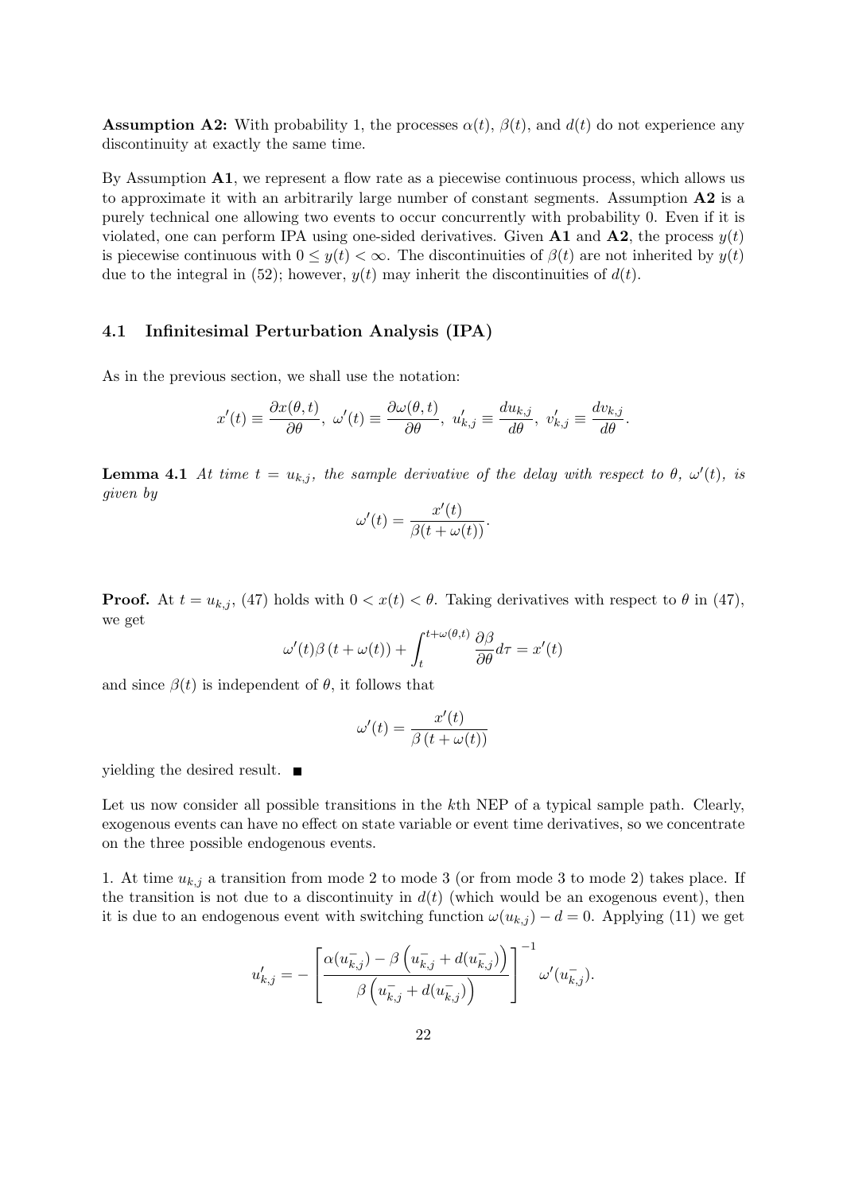**Assumption A2:** With probability 1, the processes $\alpha(t)$, $\beta(t)$, and $d(t)$ do not experience any discontinuity at exactly the same time.

By Assumption **A1**, we represent a flow rate as a piecewise continuous process, which allows us to approximate it with an arbitrarily large number of constant segments. Assumption **A2** is a purely technical one allowing two events to occur concurrently with probability 0. Even if it is violated, one can perform IPA using one-sided derivatives. Given **A1** and **A2**, the process $y(t)$ is piecewise continuous with $0 \leq y(t) < \infty$. The discontinuities of $\beta(t)$ are not inherited by $y(t)$ due to the integral in (52); however, $y(t)$ may inherit the discontinuities of $d(t)$.

### 4.1 Infinitesimal Perturbation Analysis (IPA)

As in the previous section, we shall use the notation:

$$x'(t) \equiv \frac{\partial x(\theta, t)}{\partial \theta},\ \omega'(t) \equiv \frac{\partial \omega(\theta, t)}{\partial \theta},\ u'_{k,j} \equiv \frac{du_{k,j}}{d\theta},\ v'_{k,j} \equiv \frac{dv_{k,j}}{d\theta}.$$

**Lemma 4.1** *At time $t = u_{k,j}$, the sample derivative of the delay with respect to $\theta$, $\omega'(t)$, is given by*

$$\omega'(t) = \frac{x'(t)}{\beta(t + \omega(t))}.$$

**Proof.** At $t = u_{k,j}$, (47) holds with $0 < x(t) < \theta$. Taking derivatives with respect to $\theta$ in (47), we get

$$\omega'(t)\beta\left(t + \omega(t)\right) + \int_{t}^{t+\omega(\theta,t)} \frac{\partial \beta}{\partial \theta} d\tau = x'(t)$$

and since $\beta(t)$ is independent of $\theta$, it follows that

$$\omega'(t) = \frac{x'(t)}{\beta\left(t + \omega(t)\right)}$$

yielding the desired result. ■

Let us now consider all possible transitions in the $k$th NEP of a typical sample path. Clearly, exogenous events can have no effect on state variable or event time derivatives, so we concentrate on the three possible endogenous events.

1. At time $u_{k,j}$ a transition from mode 2 to mode 3 (or from mode 3 to mode 2) takes place. If the transition is not due to a discontinuity in $d(t)$ (which would be an exogenous event), then it is due to an endogenous event with switching function $\omega(u_{k,j}) - d = 0$. Applying (11) we get

$$u'_{k,j} = -\left[\frac{\alpha(u_{k,j}^-) - \beta\left(u_{k,j}^- + d(u_{k,j}^-)\right)}{\beta\left(u_{k,j}^- + d(u_{k,j}^-)\right)}\right]^{-1} \omega'(u_{k,j}^-).$$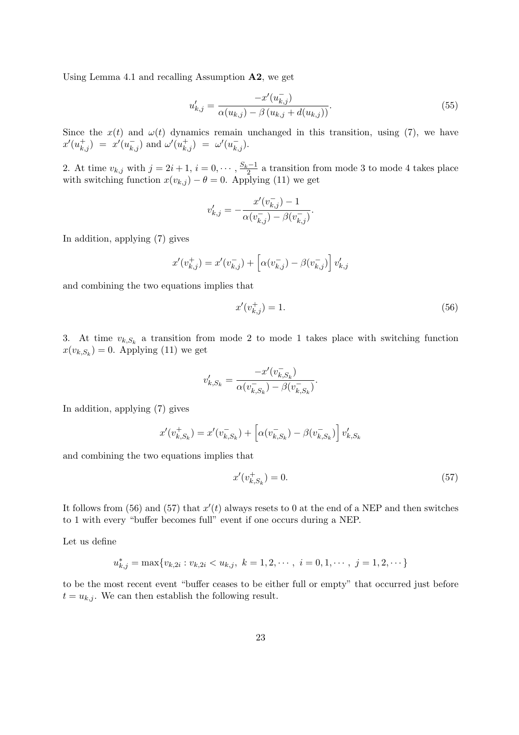Using Lemma 4.1 and recalling Assumption **A2**, we get

$$u'_{k,j} = \frac{-x'(u_{k,j}^-)}{\alpha(u_{k,j}) - \beta\left(u_{k,j} + d(u_{k,j})\right)}. \tag{55}$$

Since the $x(t)$ and $\omega(t)$ dynamics remain unchanged in this transition, using (7), we have $x'(u_{k,j}^+) = x'(u_{k,j}^-)$ and $\omega'(u_{k,j}^+) = \omega'(u_{k,j}^-)$.

2. At time $v_{k,j}$ with $j = 2i+1$, $i = 0, \cdots, \frac{S_k - 1}{2}$ a transition from mode 3 to mode 4 takes place with switching function $x(v_{k,j}) - \theta = 0$. Applying (11) we get

$$v'_{k,j} = -\frac{x'(v_{k,j}^-) - 1}{\alpha(v_{k,j}^-) - \beta(v_{k,j}^-)}.$$

In addition, applying (7) gives

$$x'(v_{k,j}^+) = x'(v_{k,j}^-) + \left[\alpha(v_{k,j}^-) - \beta(v_{k,j}^-)\right] v'_{k,j}$$

and combining the two equations implies that

$$x'(v_{k,j}^+) = 1. \tag{56}$$

3. At time $v_{k,S_k}$ a transition from mode 2 to mode 1 takes place with switching function $x(v_{k,S_k}) = 0$. Applying (11) we get

$$v'_{k,S_k} = \frac{-x'(v_{k,S_k}^-)}{\alpha(v_{k,S_k}^-) - \beta(v_{k,S_k}^-)}.$$

In addition, applying (7) gives

$$x'(v_{k,S_k}^+) = x'(v_{k,S_k}^-) + \left[\alpha(v_{k,S_k}^-) - \beta(v_{k,S_k}^-)\right] v'_{k,S_k}$$

and combining the two equations implies that

$$x'(v_{k,S_k}^+) = 0. \tag{57}$$

It follows from (56) and (57) that $x'(t)$ always resets to 0 at the end of a NEP and then switches to 1 with every "buffer becomes full" event if one occurs during a NEP.

Let us define

$$u_{k,j}^* = \max\{v_{k,2i} : v_{k,2i} < u_{k,j},\ k = 1, 2, \cdots,\ i = 0, 1, \cdots,\ j = 1, 2, \cdots\}$$

to be the most recent event "buffer ceases to be either full or empty" that occurred just before $t = u_{k,j}$. We can then establish the following result.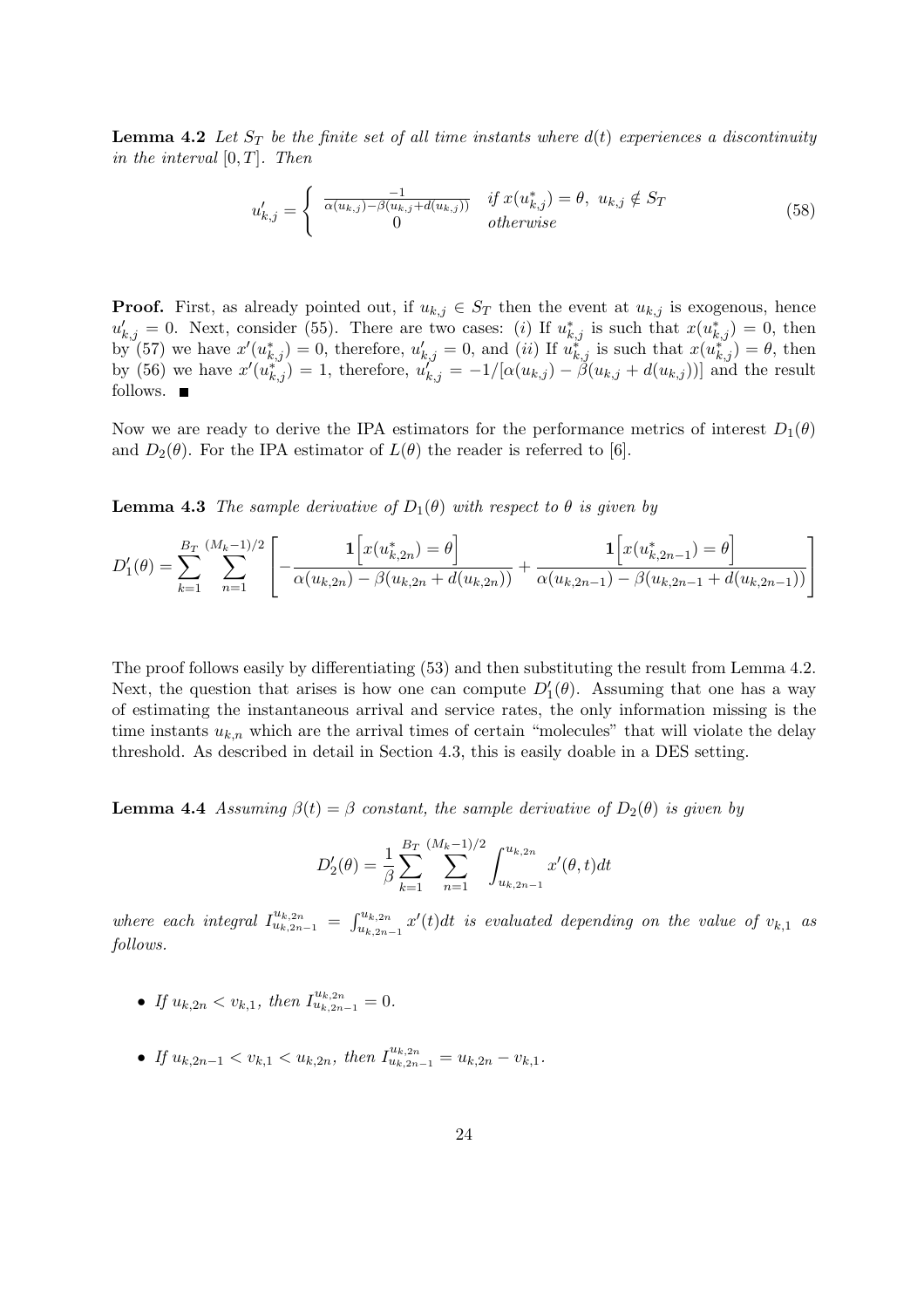**Lemma 4.2** *Let $S_T$ be the finite set of all time instants where $d(t)$ experiences a discontinuity in the interval $[0, T]$. Then*

$$u'_{k,j} = \begin{cases} \frac{-1}{\alpha(u_{k,j}) - \beta(u_{k,j} + d(u_{k,j}))} & \text{if } x(u^*_{k,j}) = \theta, \ u_{k,j} \notin S_T \\ 0 & \text{otherwise} \end{cases} \tag{58}$$

**Proof.** First, as already pointed out, if $u_{k,j} \in S_T$ then the event at $u_{k,j}$ is exogenous, hence $u'_{k,j} = 0$. Next, consider (55). There are two cases: (*i*) If $u^*_{k,j}$ is such that $x(u^*_{k,j}) = 0$, then by (57) we have $x'(u^*_{k,j}) = 0$, therefore, $u'_{k,j} = 0$, and (*ii*) If $u^*_{k,j}$ is such that $x(u^*_{k,j}) = \theta$, then by (56) we have $x'(u^*_{k,j}) = 1$, therefore, $u'_{k,j} = -1/[\alpha(u_{k,j}) - \beta(u_{k,j} + d(u_{k,j}))]$ and the result follows. ■

Now we are ready to derive the IPA estimators for the performance metrics of interest $D_1(\theta)$ and $D_2(\theta)$. For the IPA estimator of $L(\theta)$ the reader is referred to [6].

**Lemma 4.3** *The sample derivative of $D_1(\theta)$ with respect to $\theta$ is given by*

$$D'_1(\theta) = \sum_{k=1}^{B_T} \sum_{n=1}^{(M_k-1)/2} \left[ -\frac{\mathbf{1}\left[x(u^*_{k,2n}) = \theta\right]}{\alpha(u_{k,2n}) - \beta(u_{k,2n} + d(u_{k,2n}))} + \frac{\mathbf{1}\left[x(u^*_{k,2n-1}) = \theta\right]}{\alpha(u_{k,2n-1}) - \beta(u_{k,2n-1} + d(u_{k,2n-1}))} \right]$$

The proof follows easily by differentiating (53) and then substituting the result from Lemma 4.2. Next, the question that arises is how one can compute $D'_1(\theta)$. Assuming that one has a way of estimating the instantaneous arrival and service rates, the only information missing is the time instants $u_{k,n}$ which are the arrival times of certain "molecules" that will violate the delay threshold. As described in detail in Section 4.3, this is easily doable in a DES setting.

**Lemma 4.4** *Assuming $\beta(t) = \beta$ constant, the sample derivative of $D_2(\theta)$ is given by*

$$D'_2(\theta) = \frac{1}{\beta} \sum_{k=1}^{B_T} \sum_{n=1}^{(M_k-1)/2} \int_{u_{k,2n-1}}^{u_{k,2n}} x'(\theta, t) dt$$

*where each integral $I_{u_{k,2n-1}}^{u_{k,2n}} = \int_{u_{k,2n-1}}^{u_{k,2n}} x'(t) dt$ is evaluated depending on the value of $v_{k,1}$ as follows.*

- *If $u_{k,2n} < v_{k,1}$, then $I_{u_{k,2n-1}}^{u_{k,2n}} = 0$.*
- *If $u_{k,2n-1} < v_{k,1} < u_{k,2n}$, then $I_{u_{k,2n-1}}^{u_{k,2n}} = u_{k,2n} - v_{k,1}$.*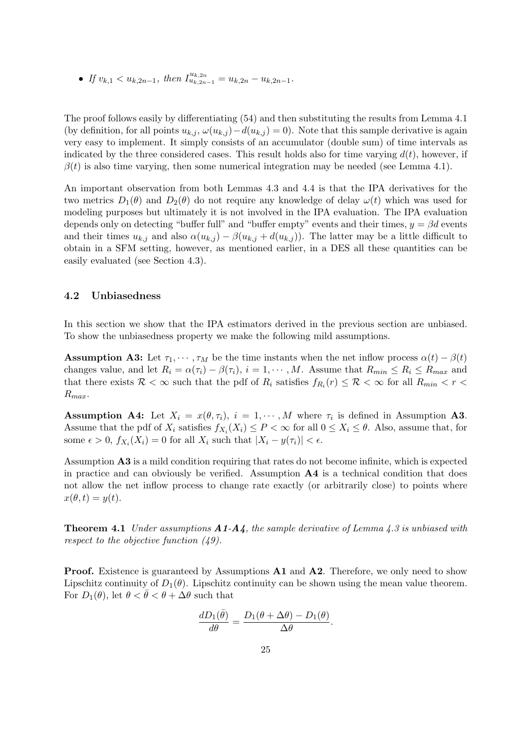- *If* $v_{k,1} < u_{k,2n-1}$*, then* $I_{u_{k,2n-1}}^{u_{k,2n}} = u_{k,2n} - u_{k,2n-1}$.

The proof follows easily by differentiating (54) and then substituting the results from Lemma 4.1 (by definition, for all points $u_{k,j}$, $\omega(u_{k,j}) - d(u_{k,j}) = 0$). Note that this sample derivative is again very easy to implement. It simply consists of an accumulator (double sum) of time intervals as indicated by the three considered cases. This result holds also for time varying $d(t)$, however, if $\beta(t)$ is also time varying, then some numerical integration may be needed (see Lemma 4.1).

An important observation from both Lemmas 4.3 and 4.4 is that the IPA derivatives for the two metrics $D_1(\theta)$ and $D_2(\theta)$ do not require any knowledge of delay $\omega(t)$ which was used for modeling purposes but ultimately it is not involved in the IPA evaluation. The IPA evaluation depends only on detecting "buffer full" and "buffer empty" events and their times, $y = \beta d$ events and their times $u_{k,j}$ and also $\alpha(u_{k,j}) - \beta(u_{k,j} + d(u_{k,j}))$. The latter may be a little difficult to obtain in a SFM setting, however, as mentioned earlier, in a DES all these quantities can be easily evaluated (see Section 4.3).

### 4.2 Unbiasedness

In this section we show that the IPA estimators derived in the previous section are unbiased. To show the unbiasedness property we make the following mild assumptions.

**Assumption A3:** Let $\tau_1, \cdots, \tau_M$ be the time instants when the net inflow process $\alpha(t) - \beta(t)$ changes value, and let $R_i = \alpha(\tau_i) - \beta(\tau_i)$, $i = 1, \cdots, M$. Assume that $R_{min} \leq R_i \leq R_{max}$ and that there exists $\mathcal{R} < \infty$ such that the pdf of $R_i$ satisfies $f_{R_i}(r) \leq \mathcal{R} < \infty$ for all $R_{min} < r < R_{max}$.

**Assumption A4:** Let $X_i = x(\theta, \tau_i)$, $i = 1, \cdots, M$ where $\tau_i$ is defined in Assumption **A3**. Assume that the pdf of $X_i$ satisfies $f_{X_i}(X_i) \leq P < \infty$ for all $0 \leq X_i \leq \theta$. Also, assume that, for some $\epsilon > 0$, $f_{X_i}(X_i) = 0$ for all $X_i$ such that $|X_i - y(\tau_i)| < \epsilon$.

Assumption **A3** is a mild condition requiring that rates do not become infinite, which is expected in practice and can obviously be verified. Assumption **A4** is a technical condition that does not allow the net inflow process to change rate exactly (or arbitrarily close) to points where $x(\theta, t) = y(t)$.

**Theorem 4.1** *Under assumptions **A1-A4**, the sample derivative of Lemma 4.3 is unbiased with respect to the objective function (49).*

**Proof.** Existence is guaranteed by Assumptions **A1** and **A2**. Therefore, we only need to show Lipschitz continuity of $D_1(\theta)$. Lipschitz continuity can be shown using the mean value theorem. For $D_1(\theta)$, let $\theta < \bar{\theta} < \theta + \Delta\theta$ such that

$$\frac{dD_1(\bar{\theta})}{d\theta} = \frac{D_1(\theta + \Delta\theta) - D_1(\theta)}{\Delta\theta}.$$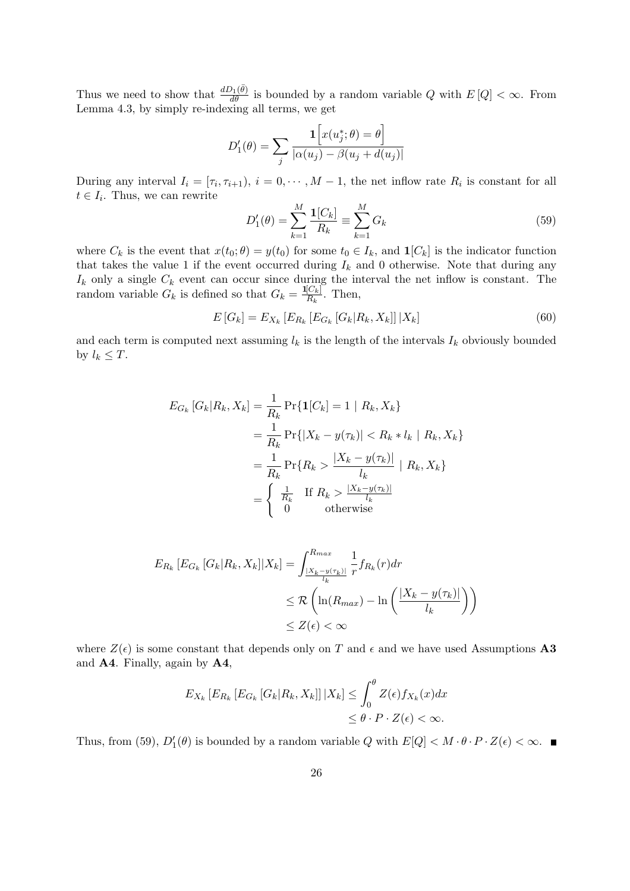Thus we need to show that $\frac{dD_1(\bar{\theta})}{d\theta}$ is bounded by a random variable $Q$ with $E[Q] < \infty$. From Lemma 4.3, by simply re-indexing all terms, we get

$$D_1'(\theta) = \sum_j \frac{\mathbf{1}\left[x(u_j^*;\theta) = \theta\right]}{|\alpha(u_j) - \beta(u_j + d(u_j)|}$$

During any interval $I_i = [\tau_i, \tau_{i+1})$, $i = 0, \cdots, M-1$, the net inflow rate $R_i$ is constant for all $t \in I_i$. Thus, we can rewrite

$$D_1'(\theta) = \sum_{k=1}^{M} \frac{\mathbf{1}[C_k]}{R_k} \equiv \sum_{k=1}^{M} G_k \tag{59}$$

where $C_k$ is the event that $x(t_0;\theta) = y(t_0)$ for some $t_0 \in I_k$, and $\mathbf{1}[C_k]$ is the indicator function that takes the value 1 if the event occurred during $I_k$ and 0 otherwise. Note that during any $I_k$ only a single $C_k$ event can occur since during the interval the net inflow is constant. The random variable $G_k$ is defined so that $G_k = \frac{\mathbf{1}[C_k]}{R_k}$. Then,

$$E[G_k] = E_{X_k}\left[E_{R_k}\left[E_{G_k}\left[G_k|R_k, X_k\right]\right]|X_k\right] \tag{60}$$

and each term is computed next assuming $l_k$ is the length of the intervals $I_k$ obviously bounded by $l_k \leq T$.

$$\begin{aligned}
E_{G_k}\left[G_k|R_k, X_k\right] &= \frac{1}{R_k}\Pr\{\mathbf{1}[C_k] = 1 \mid R_k, X_k\} \\
&= \frac{1}{R_k}\Pr\{|X_k - y(\tau_k)| < R_k * l_k \mid R_k, X_k\} \\
&= \frac{1}{R_k}\Pr\{R_k > \frac{|X_k - y(\tau_k)|}{l_k} \mid R_k, X_k\} \\
&= \begin{cases} \frac{1}{R_k} & \text{If } R_k > \frac{|X_k - y(\tau_k)|}{l_k} \\ 0 & \text{otherwise} \end{cases}
\end{aligned}$$

$$\begin{aligned}
E_{R_k}\left[E_{G_k}\left[G_k|R_k, X_k\right]|X_k\right] &= \int_{\frac{|X_k - y(\tau_k)|}{l_k}}^{R_{max}} \frac{1}{r} f_{R_k}(r) dr \\
&\leq \mathcal{R}\left(\ln(R_{max}) - \ln\left(\frac{|X_k - y(\tau_k)|}{l_k}\right)\right) \\
&\leq Z(\epsilon) < \infty
\end{aligned}$$

where $Z(\epsilon)$ is some constant that depends only on $T$ and $\epsilon$ and we have used Assumptions **A3** and **A4**. Finally, again by **A4**,

$$\begin{aligned}
E_{X_k}\left[E_{R_k}\left[E_{G_k}\left[G_k|R_k, X_k\right]\right]|X_k\right] &\leq \int_0^{\theta} Z(\epsilon) f_{X_k}(x) dx \\
&\leq \theta \cdot P \cdot Z(\epsilon) < \infty.
\end{aligned}$$

Thus, from (59), $D_1'(\theta)$ is bounded by a random variable $Q$ with $E[Q] < M \cdot \theta \cdot P \cdot Z(\epsilon) < \infty$. ∎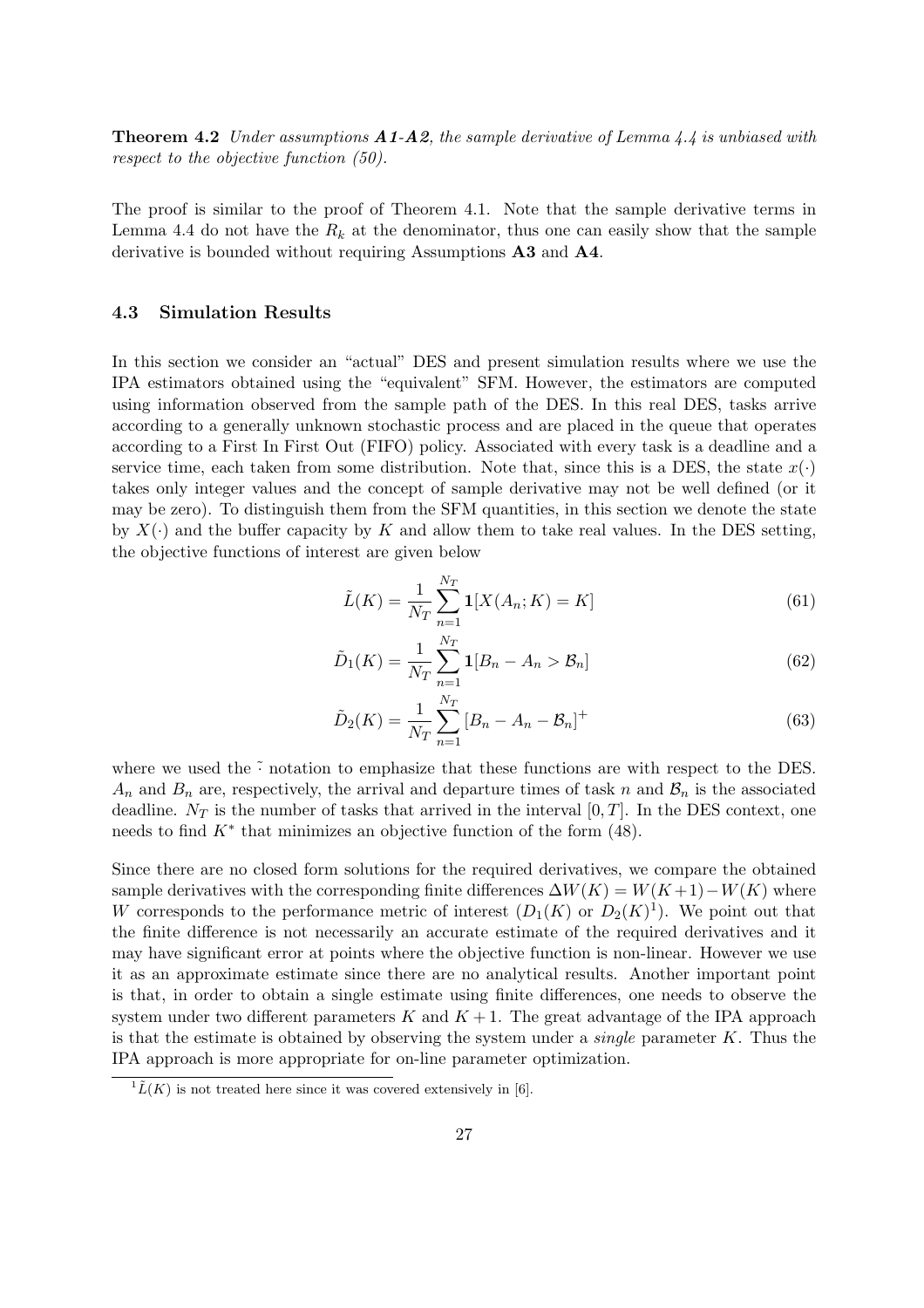**Theorem 4.2** *Under assumptions **A1**-**A2**, the sample derivative of Lemma 4.4 is unbiased with respect to the objective function (50).*

The proof is similar to the proof of Theorem 4.1. Note that the sample derivative terms in Lemma 4.4 do not have the $R_k$ at the denominator, thus one can easily show that the sample derivative is bounded without requiring Assumptions **A3** and **A4**.

### 4.3 Simulation Results

In this section we consider an "actual" DES and present simulation results where we use the IPA estimators obtained using the "equivalent" SFM. However, the estimators are computed using information observed from the sample path of the DES. In this real DES, tasks arrive according to a generally unknown stochastic process and are placed in the queue that operates according to a First In First Out (FIFO) policy. Associated with every task is a deadline and a service time, each taken from some distribution. Note that, since this is a DES, the state $x(\cdot)$ takes only integer values and the concept of sample derivative may not be well defined (or it may be zero). To distinguish them from the SFM quantities, in this section we denote the state by $X(\cdot)$ and the buffer capacity by $K$ and allow them to take real values. In the DES setting, the objective functions of interest are given below

$$\tilde{L}(K) = \frac{1}{N_T} \sum_{n=1}^{N_T} \mathbf{1}[X(A_n; K) = K] \tag{61}$$

$$\tilde{D}_1(K) = \frac{1}{N_T} \sum_{n=1}^{N_T} \mathbf{1}[B_n - A_n > \mathcal{B}_n] \tag{62}$$

$$\tilde{D}_2(K) = \frac{1}{N_T} \sum_{n=1}^{N_T} [B_n - A_n - \mathcal{B}_n]^+ \tag{63}$$

where we used the $\tilde{\cdot}$ notation to emphasize that these functions are with respect to the DES. $A_n$ and $B_n$ are, respectively, the arrival and departure times of task $n$ and $\mathcal{B}_n$ is the associated deadline. $N_T$ is the number of tasks that arrived in the interval $[0, T]$. In the DES context, one needs to find $K^*$ that minimizes an objective function of the form (48).

Since there are no closed form solutions for the required derivatives, we compare the obtained sample derivatives with the corresponding finite differences $\Delta W(K) = W(K+1) - W(K)$ where $W$ corresponds to the performance metric of interest ($D_1(K)$ or $D_2(K)$[1]). We point out that the finite difference is not necessarily an accurate estimate of the required derivatives and it may have significant error at points where the objective function is non-linear. However we use it as an approximate estimate since there are no analytical results. Another important point is that, in order to obtain a single estimate using finite differences, one needs to observe the system under two different parameters $K$ and $K+1$. The great advantage of the IPA approach is that the estimate is obtained by observing the system under a *single* parameter $K$. Thus the IPA approach is more appropriate for on-line parameter optimization.

[1] $\tilde{L}(K)$ is not treated here since it was covered extensively in [6].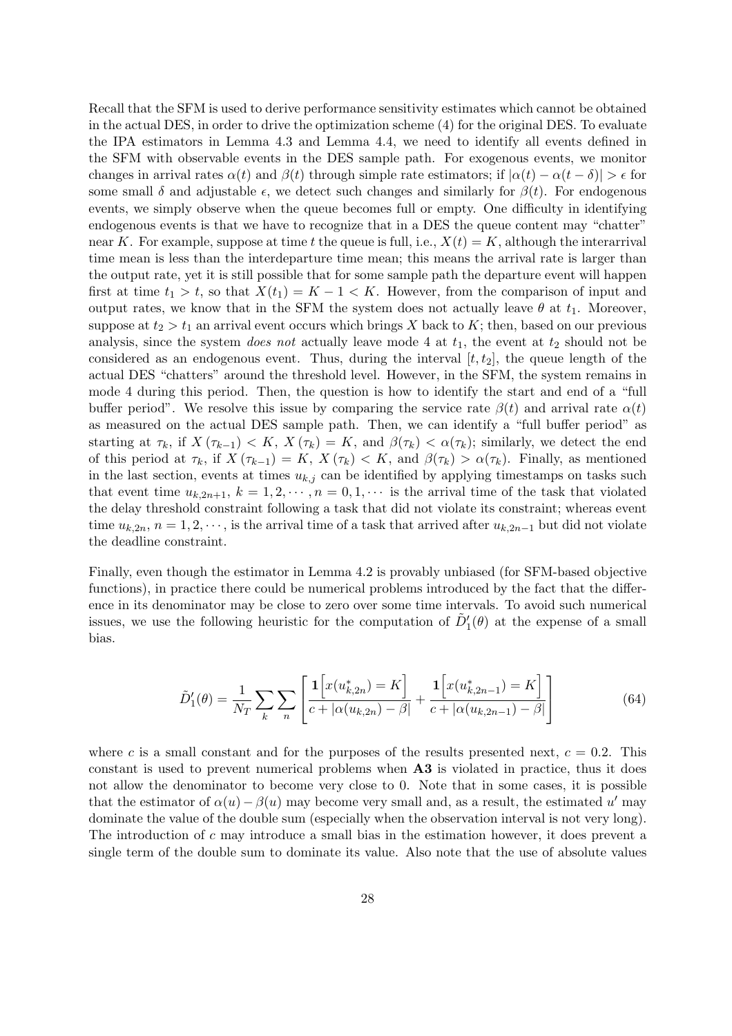Recall that the SFM is used to derive performance sensitivity estimates which cannot be obtained in the actual DES, in order to drive the optimization scheme (4) for the original DES. To evaluate the IPA estimators in Lemma 4.3 and Lemma 4.4, we need to identify all events defined in the SFM with observable events in the DES sample path. For exogenous events, we monitor changes in arrival rates $\alpha(t)$ and $\beta(t)$ through simple rate estimators; if $|\alpha(t) - \alpha(t-\delta)| > \epsilon$ for some small $\delta$ and adjustable $\epsilon$, we detect such changes and similarly for $\beta(t)$. For endogenous events, we simply observe when the queue becomes full or empty. One difficulty in identifying endogenous events is that we have to recognize that in a DES the queue content may "chatter" near $K$. For example, suppose at time $t$ the queue is full, i.e., $X(t) = K$, although the interarrival time mean is less than the interdeparture time mean; this means the arrival rate is larger than the output rate, yet it is still possible that for some sample path the departure event will happen first at time $t_1 > t$, so that $X(t_1) = K - 1 < K$. However, from the comparison of input and output rates, we know that in the SFM the system does not actually leave $\theta$ at $t_1$. Moreover, suppose at $t_2 > t_1$ an arrival event occurs which brings $X$ back to $K$; then, based on our previous analysis, since the system *does not* actually leave mode 4 at $t_1$, the event at $t_2$ should not be considered as an endogenous event. Thus, during the interval $[t, t_2]$, the queue length of the actual DES "chatters" around the threshold level. However, in the SFM, the system remains in mode 4 during this period. Then, the question is how to identify the start and end of a "full buffer period". We resolve this issue by comparing the service rate $\beta(t)$ and arrival rate $\alpha(t)$ as measured on the actual DES sample path. Then, we can identify a "full buffer period" as starting at $\tau_k$, if $X(\tau_{k-1}) < K$, $X(\tau_k) = K$, and $\beta(\tau_k) < \alpha(\tau_k)$; similarly, we detect the end of this period at $\tau_k$, if $X(\tau_{k-1}) = K$, $X(\tau_k) < K$, and $\beta(\tau_k) > \alpha(\tau_k)$. Finally, as mentioned in the last section, events at times $u_{k,j}$ can be identified by applying timestamps on tasks such that event time $u_{k,2n+1}$, $k = 1, 2, \cdots, n = 0, 1, \cdots$ is the arrival time of the task that violated the delay threshold constraint following a task that did not violate its constraint; whereas event time $u_{k,2n}$, $n = 1, 2, \cdots$, is the arrival time of a task that arrived after $u_{k,2n-1}$ but did not violate the deadline constraint.

Finally, even though the estimator in Lemma 4.2 is provably unbiased (for SFM-based objective functions), in practice there could be numerical problems introduced by the fact that the difference in its denominator may be close to zero over some time intervals. To avoid such numerical issues, we use the following heuristic for the computation of $\tilde{D}_1'(\theta)$ at the expense of a small bias.

$$\tilde{D}_1'(\theta) = \frac{1}{N_T} \sum_k \sum_n \left[ \frac{\mathbf{1}\left[x(u^*_{k,2n}) = K\right]}{c + |\alpha(u_{k,2n}) - \beta|} + \frac{\mathbf{1}\left[x(u^*_{k,2n-1}) = K\right]}{c + |\alpha(u_{k,2n-1}) - \beta|} \right] \tag{64}$$

where $c$ is a small constant and for the purposes of the results presented next, $c = 0.2$. This constant is used to prevent numerical problems when **A3** is violated in practice, thus it does not allow the denominator to become very close to 0. Note that in some cases, it is possible that the estimator of $\alpha(u) - \beta(u)$ may become very small and, as a result, the estimated $u'$ may dominate the value of the double sum (especially when the observation interval is not very long). The introduction of $c$ may introduce a small bias in the estimation however, it does prevent a single term of the double sum to dominate its value. Also note that the use of absolute values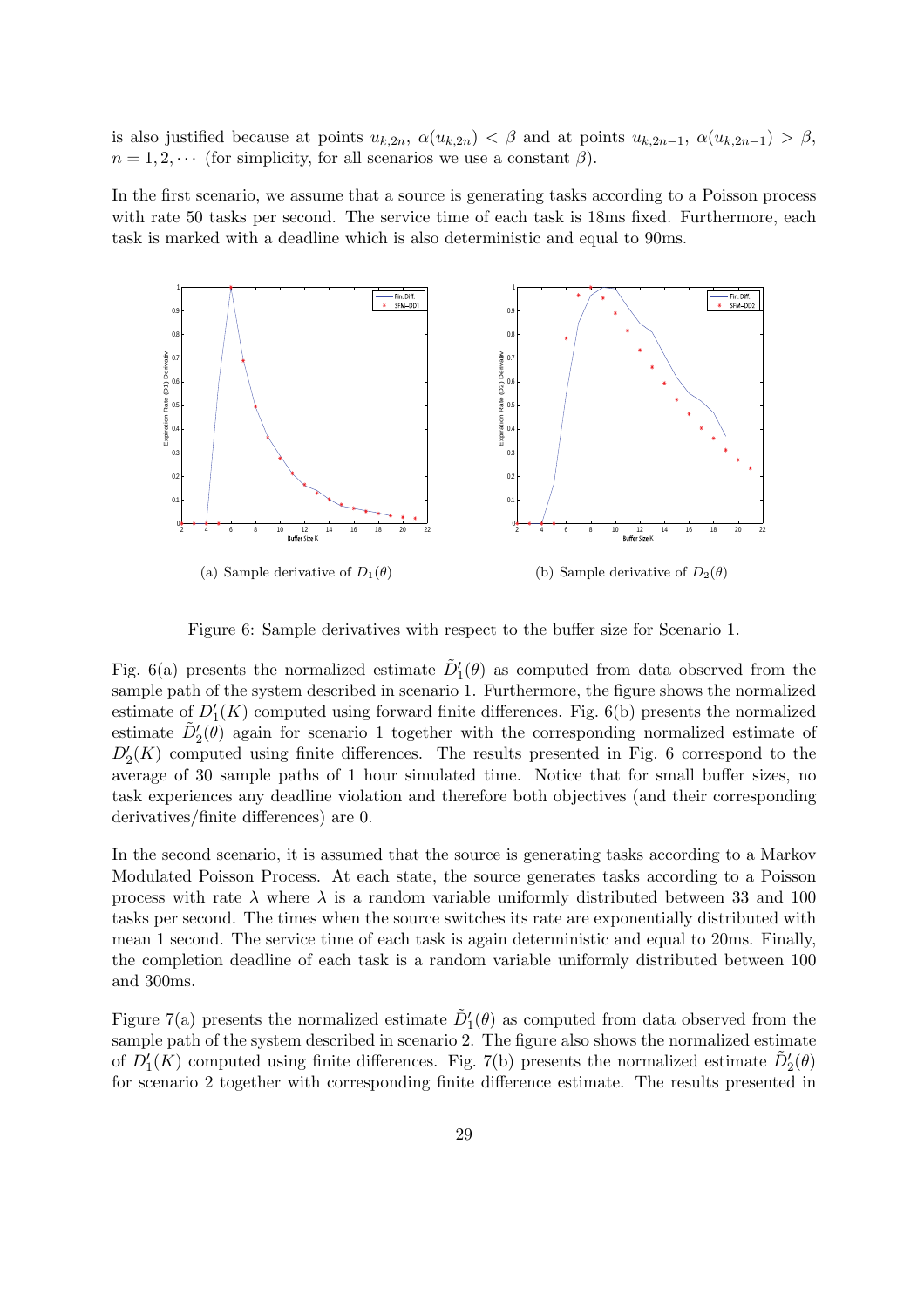is also justified because at points $u_{k,2n}$, $\alpha(u_{k,2n}) < \beta$ and at points $u_{k,2n-1}$, $\alpha(u_{k,2n-1}) > \beta$, $n = 1, 2, \cdots$ (for simplicity, for all scenarios we use a constant $\beta$).

In the first scenario, we assume that a source is generating tasks according to a Poisson process with rate 50 tasks per second. The service time of each task is 18ms fixed. Furthermore, each task is marked with a deadline which is also deterministic and equal to 90ms.

(a) Sample derivative of $D_1(\theta)$

(b) Sample derivative of $D_2(\theta)$

Figure 6: Sample derivatives with respect to the buffer size for Scenario 1.

Fig. 6(a) presents the normalized estimate $\tilde{D}_1'(\theta)$ as computed from data observed from the sample path of the system described in scenario 1. Furthermore, the figure shows the normalized estimate of $D_1'(K)$ computed using forward finite differences. Fig. 6(b) presents the normalized estimate $\tilde{D}_2'(\theta)$ again for scenario 1 together with the corresponding normalized estimate of $D_2'(K)$ computed using finite differences. The results presented in Fig. 6 correspond to the average of 30 sample paths of 1 hour simulated time. Notice that for small buffer sizes, no task experiences any deadline violation and therefore both objectives (and their corresponding derivatives/finite differences) are 0.

In the second scenario, it is assumed that the source is generating tasks according to a Markov Modulated Poisson Process. At each state, the source generates tasks according to a Poisson process with rate $\lambda$ where $\lambda$ is a random variable uniformly distributed between 33 and 100 tasks per second. The times when the source switches its rate are exponentially distributed with mean 1 second. The service time of each task is again deterministic and equal to 20ms. Finally, the completion deadline of each task is a random variable uniformly distributed between 100 and 300ms.

Figure 7(a) presents the normalized estimate $\tilde{D}_1'(\theta)$ as computed from data observed from the sample path of the system described in scenario 2. The figure also shows the normalized estimate of $D_1'(K)$ computed using finite differences. Fig. 7(b) presents the normalized estimate $\tilde{D}_2'(\theta)$ for scenario 2 together with corresponding finite difference estimate. The results presented in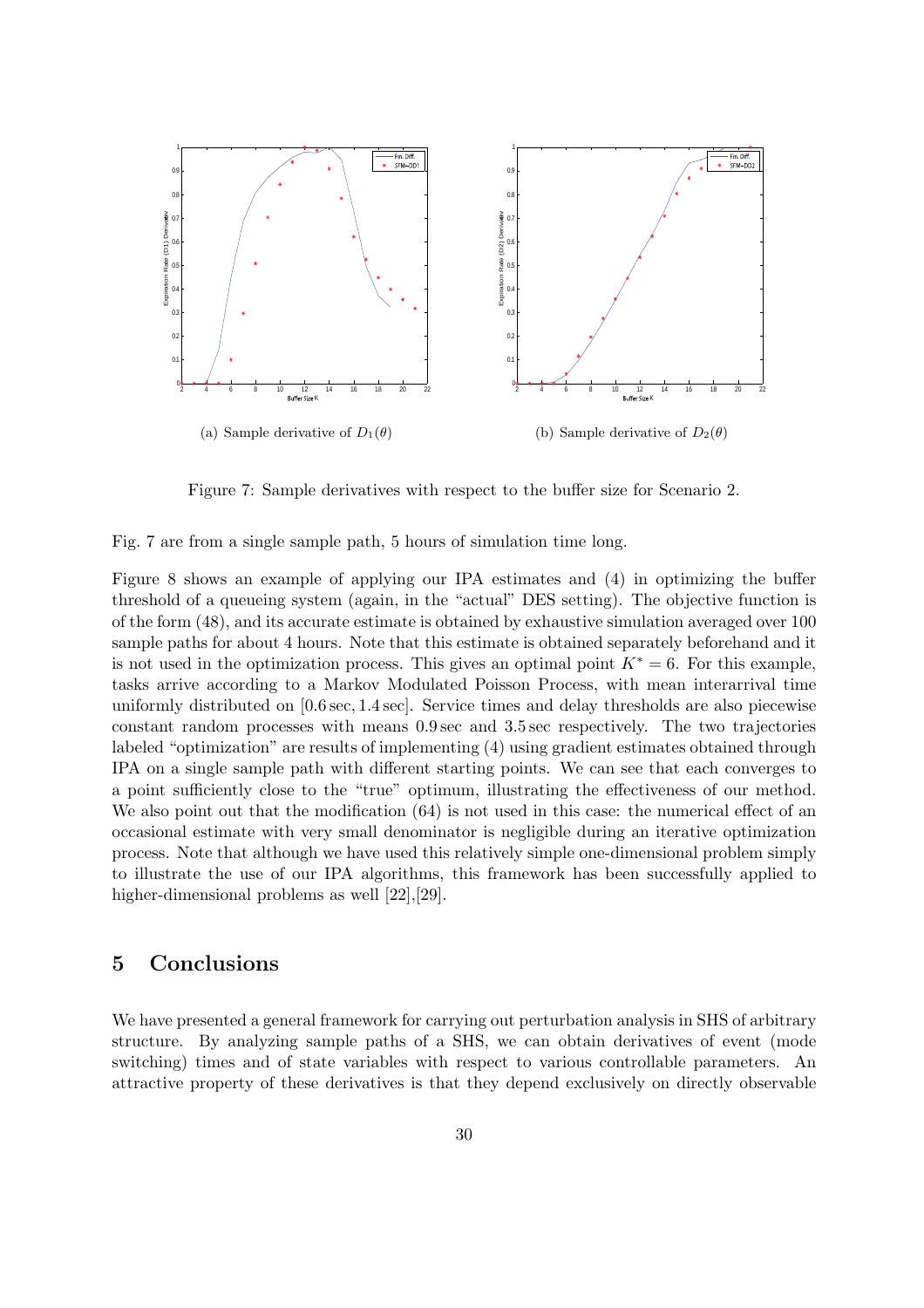(a) Sample derivative of $D_1(\theta)$

(b) Sample derivative of $D_2(\theta)$

Figure 7: Sample derivatives with respect to the buffer size for Scenario 2.

Fig. 7 are from a single sample path, 5 hours of simulation time long.

Figure 8 shows an example of applying our IPA estimates and (4) in optimizing the buffer threshold of a queueing system (again, in the "actual" DES setting). The objective function is of the form (48), and its accurate estimate is obtained by exhaustive simulation averaged over 100 sample paths for about 4 hours. Note that this estimate is obtained separately beforehand and it is not used in the optimization process. This gives an optimal point $K^* = 6$. For this example, tasks arrive according to a Markov Modulated Poisson Process, with mean interarrival time uniformly distributed on $[0.6\,\text{sec}, 1.4\,\text{sec}]$. Service times and delay thresholds are also piecewise constant random processes with means $0.9\,\text{sec}$ and $3.5\,\text{sec}$ respectively. The two trajectories labeled "optimization" are results of implementing (4) using gradient estimates obtained through IPA on a single sample path with different starting points. We can see that each converges to a point sufficiently close to the "true" optimum, illustrating the effectiveness of our method. We also point out that the modification (64) is not used in this case: the numerical effect of an occasional estimate with very small denominator is negligible during an iterative optimization process. Note that although we have used this relatively simple one-dimensional problem simply to illustrate the use of our IPA algorithms, this framework has been successfully applied to higher-dimensional problems as well [22],[29].

# 5 Conclusions

We have presented a general framework for carrying out perturbation analysis in SHS of arbitrary structure. By analyzing sample paths of a SHS, we can obtain derivatives of event (mode switching) times and of state variables with respect to various controllable parameters. An attractive property of these derivatives is that they depend exclusively on directly observable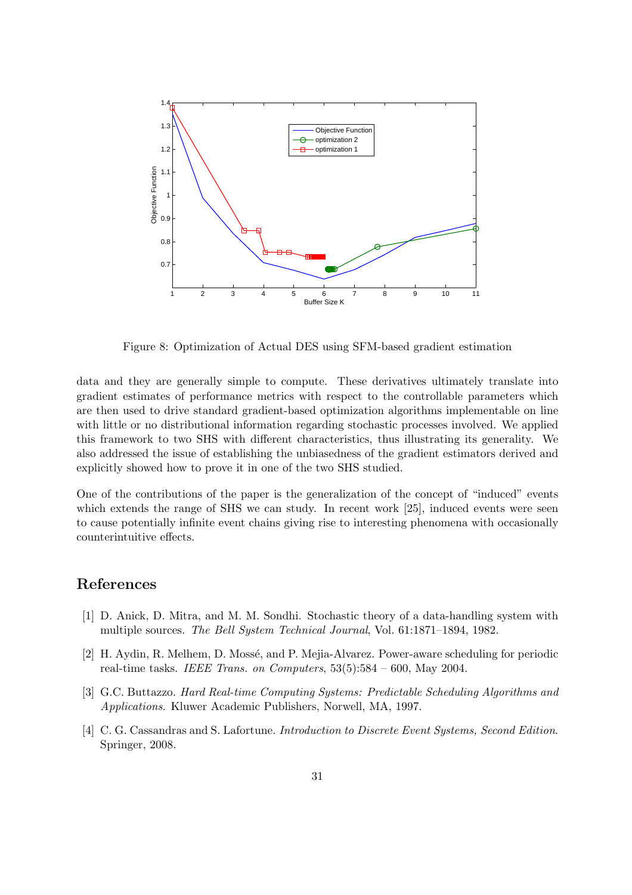Figure 8: Optimization of Actual DES using SFM-based gradient estimation

data and they are generally simple to compute. These derivatives ultimately translate into gradient estimates of performance metrics with respect to the controllable parameters which are then used to drive standard gradient-based optimization algorithms implementable on line with little or no distributional information regarding stochastic processes involved. We applied this framework to two SHS with different characteristics, thus illustrating its generality. We also addressed the issue of establishing the unbiasedness of the gradient estimators derived and explicitly showed how to prove it in one of the two SHS studied.

One of the contributions of the paper is the generalization of the concept of "induced" events which extends the range of SHS we can study. In recent work [25], induced events were seen to cause potentially infinite event chains giving rise to interesting phenomena with occasionally counterintuitive effects.

## References

[1] D. Anick, D. Mitra, and M. M. Sondhi. Stochastic theory of a data-handling system with multiple sources. *The Bell System Technical Journal*, Vol. 61:1871–1894, 1982.

[2] H. Aydin, R. Melhem, D. Mossé, and P. Mejia-Alvarez. Power-aware scheduling for periodic real-time tasks. *IEEE Trans. on Computers*, 53(5):584 – 600, May 2004.

[3] G.C. Buttazzo. *Hard Real-time Computing Systems: Predictable Scheduling Algorithms and Applications*. Kluwer Academic Publishers, Norwell, MA, 1997.

[4] C. G. Cassandras and S. Lafortune. *Introduction to Discrete Event Systems, Second Edition*. Springer, 2008.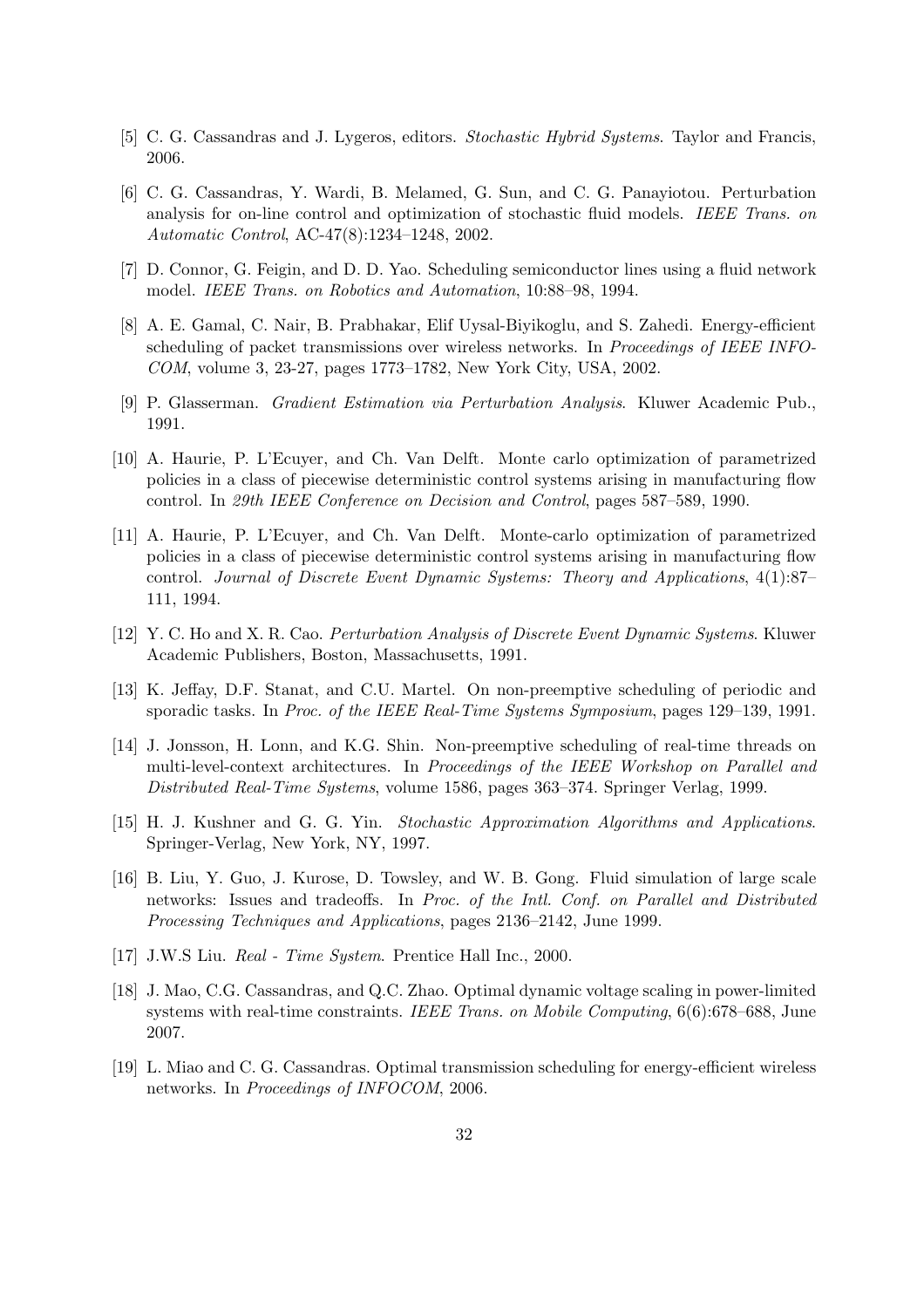[5] C. G. Cassandras and J. Lygeros, editors. *Stochastic Hybrid Systems*. Taylor and Francis, 2006.

[6] C. G. Cassandras, Y. Wardi, B. Melamed, G. Sun, and C. G. Panayiotou. Perturbation analysis for on-line control and optimization of stochastic fluid models. *IEEE Trans. on Automatic Control*, AC-47(8):1234–1248, 2002.

[7] D. Connor, G. Feigin, and D. D. Yao. Scheduling semiconductor lines using a fluid network model. *IEEE Trans. on Robotics and Automation*, 10:88–98, 1994.

[8] A. E. Gamal, C. Nair, B. Prabhakar, Elif Uysal-Biyikoglu, and S. Zahedi. Energy-efficient scheduling of packet transmissions over wireless networks. In *Proceedings of IEEE INFOCOM*, volume 3, 23-27, pages 1773–1782, New York City, USA, 2002.

[9] P. Glasserman. *Gradient Estimation via Perturbation Analysis*. Kluwer Academic Pub., 1991.

[10] A. Haurie, P. L'Ecuyer, and Ch. Van Delft. Monte carlo optimization of parametrized policies in a class of piecewise deterministic control systems arising in manufacturing flow control. In *29th IEEE Conference on Decision and Control*, pages 587–589, 1990.

[11] A. Haurie, P. L'Ecuyer, and Ch. Van Delft. Monte-carlo optimization of parametrized policies in a class of piecewise deterministic control systems arising in manufacturing flow control. *Journal of Discrete Event Dynamic Systems: Theory and Applications*, 4(1):87–111, 1994.

[12] Y. C. Ho and X. R. Cao. *Perturbation Analysis of Discrete Event Dynamic Systems*. Kluwer Academic Publishers, Boston, Massachusetts, 1991.

[13] K. Jeffay, D.F. Stanat, and C.U. Martel. On non-preemptive scheduling of periodic and sporadic tasks. In *Proc. of the IEEE Real-Time Systems Symposium*, pages 129–139, 1991.

[14] J. Jonsson, H. Lonn, and K.G. Shin. Non-preemptive scheduling of real-time threads on multi-level-context architectures. In *Proceedings of the IEEE Workshop on Parallel and Distributed Real-Time Systems*, volume 1586, pages 363–374. Springer Verlag, 1999.

[15] H. J. Kushner and G. G. Yin. *Stochastic Approximation Algorithms and Applications*. Springer-Verlag, New York, NY, 1997.

[16] B. Liu, Y. Guo, J. Kurose, D. Towsley, and W. B. Gong. Fluid simulation of large scale networks: Issues and tradeoffs. In *Proc. of the Intl. Conf. on Parallel and Distributed Processing Techniques and Applications*, pages 2136–2142, June 1999.

[17] J.W.S Liu. *Real - Time System*. Prentice Hall Inc., 2000.

[18] J. Mao, C.G. Cassandras, and Q.C. Zhao. Optimal dynamic voltage scaling in power-limited systems with real-time constraints. *IEEE Trans. on Mobile Computing*, 6(6):678–688, June 2007.

[19] L. Miao and C. G. Cassandras. Optimal transmission scheduling for energy-efficient wireless networks. In *Proceedings of INFOCOM*, 2006.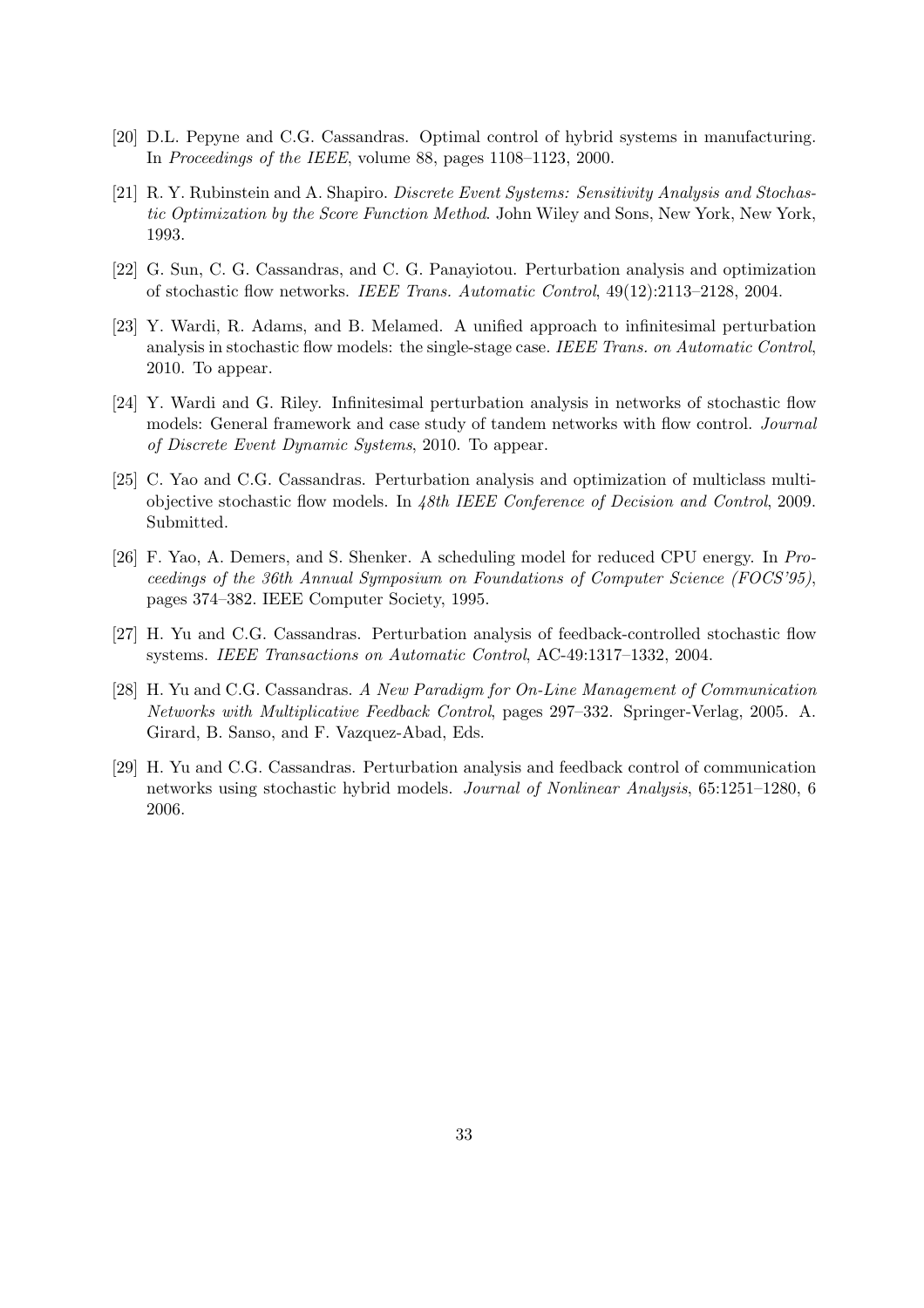[20] D.L. Pepyne and C.G. Cassandras. Optimal control of hybrid systems in manufacturing. In *Proceedings of the IEEE*, volume 88, pages 1108–1123, 2000.

[21] R. Y. Rubinstein and A. Shapiro. *Discrete Event Systems: Sensitivity Analysis and Stochastic Optimization by the Score Function Method*. John Wiley and Sons, New York, New York, 1993.

[22] G. Sun, C. G. Cassandras, and C. G. Panayiotou. Perturbation analysis and optimization of stochastic flow networks. *IEEE Trans. Automatic Control*, 49(12):2113–2128, 2004.

[23] Y. Wardi, R. Adams, and B. Melamed. A unified approach to infinitesimal perturbation analysis in stochastic flow models: the single-stage case. *IEEE Trans. on Automatic Control*, 2010. To appear.

[24] Y. Wardi and G. Riley. Infinitesimal perturbation analysis in networks of stochastic flow models: General framework and case study of tandem networks with flow control. *Journal of Discrete Event Dynamic Systems*, 2010. To appear.

[25] C. Yao and C.G. Cassandras. Perturbation analysis and optimization of multiclass multiobjective stochastic flow models. In *48th IEEE Conference of Decision and Control*, 2009. Submitted.

[26] F. Yao, A. Demers, and S. Shenker. A scheduling model for reduced CPU energy. In *Proceedings of the 36th Annual Symposium on Foundations of Computer Science (FOCS'95)*, pages 374–382. IEEE Computer Society, 1995.

[27] H. Yu and C.G. Cassandras. Perturbation analysis of feedback-controlled stochastic flow systems. *IEEE Transactions on Automatic Control*, AC-49:1317–1332, 2004.

[28] H. Yu and C.G. Cassandras. *A New Paradigm for On-Line Management of Communication Networks with Multiplicative Feedback Control*, pages 297–332. Springer-Verlag, 2005. A. Girard, B. Sanso, and F. Vazquez-Abad, Eds.

[29] H. Yu and C.G. Cassandras. Perturbation analysis and feedback control of communication networks using stochastic hybrid models. *Journal of Nonlinear Analysis*, 65:1251–1280, 6 2006.